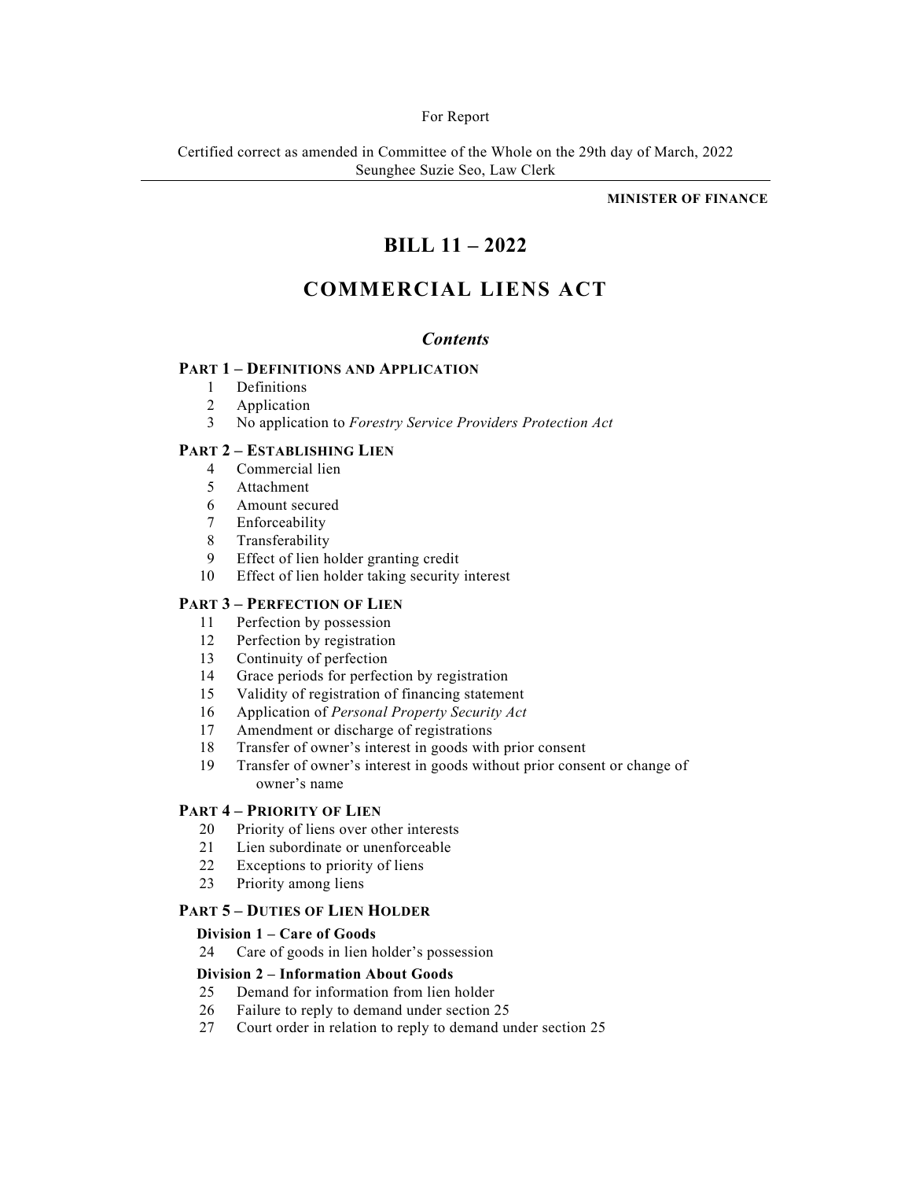For Report

Certified correct as amended in Committee of the Whole on the 29th day of March, 2022
Seunghee Suzie Seo, Law Clerk

**MINISTER OF FINANCE**

# BILL 11 – 2022

# COMMERCIAL LIENS ACT

## *Contents*

**PART 1 – DEFINITIONS AND APPLICATION**

1 Definitions
2 Application
3 No application to *Forestry Service Providers Protection Act*

**PART 2 – ESTABLISHING LIEN**

4 Commercial lien
5 Attachment
6 Amount secured
7 Enforceability
8 Transferability
9 Effect of lien holder granting credit
10 Effect of lien holder taking security interest

**PART 3 – PERFECTION OF LIEN**

11 Perfection by possession
12 Perfection by registration
13 Continuity of perfection
14 Grace periods for perfection by registration
15 Validity of registration of financing statement
16 Application of *Personal Property Security Act*
17 Amendment or discharge of registrations
18 Transfer of owner's interest in goods with prior consent
19 Transfer of owner's interest in goods without prior consent or change of owner's name

**PART 4 – PRIORITY OF LIEN**

20 Priority of liens over other interests
21 Lien subordinate or unenforceable
22 Exceptions to priority of liens
23 Priority among liens

**PART 5 – DUTIES OF LIEN HOLDER**

**Division 1 – Care of Goods**

24 Care of goods in lien holder's possession

**Division 2 – Information About Goods**

25 Demand for information from lien holder
26 Failure to reply to demand under section 25
27 Court order in relation to reply to demand under section 25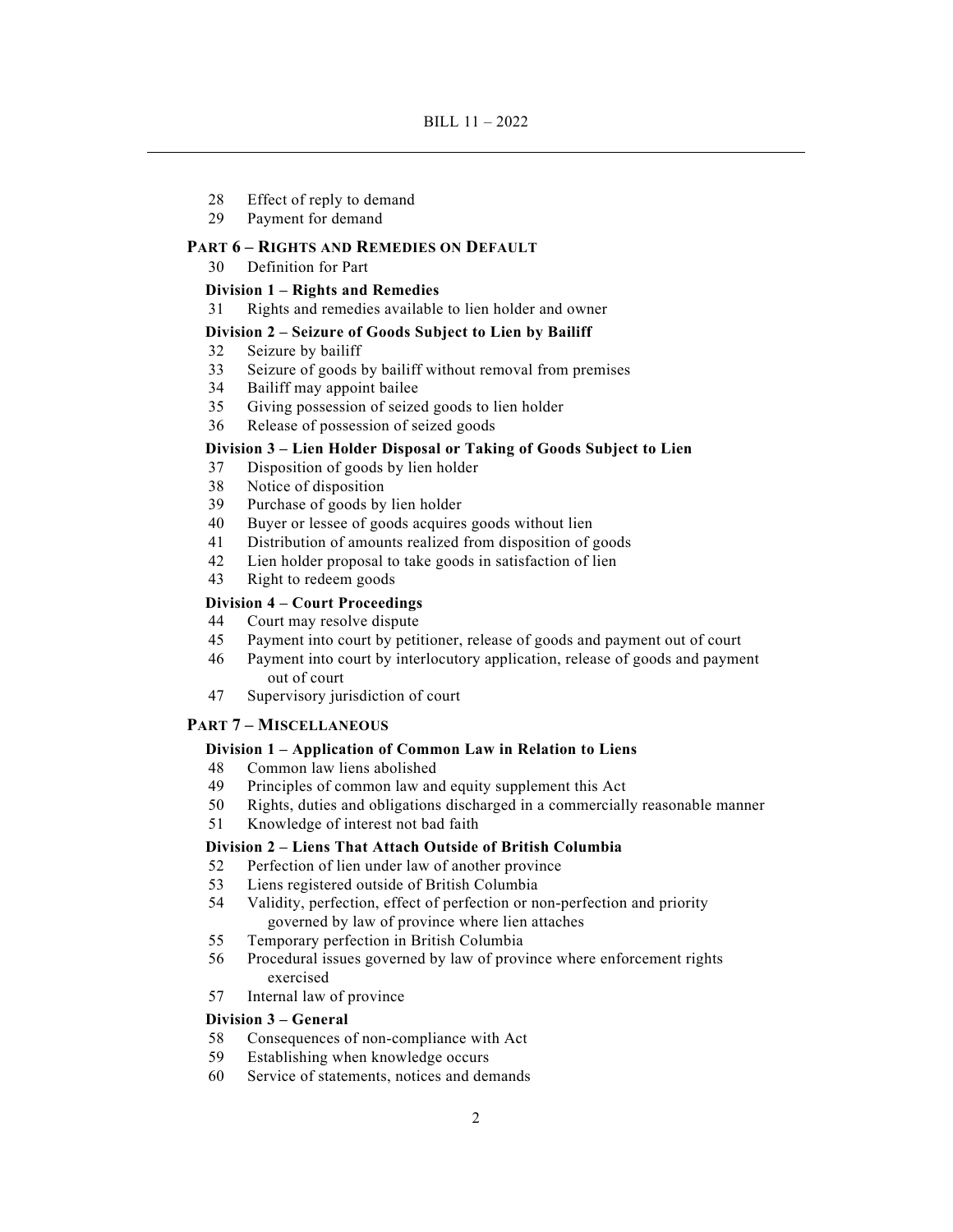28 Effect of reply to demand
29 Payment for demand

**PART 6 – RIGHTS AND REMEDIES ON DEFAULT**

30 Definition for Part

**Division 1 – Rights and Remedies**

31 Rights and remedies available to lien holder and owner

**Division 2 – Seizure of Goods Subject to Lien by Bailiff**

32 Seizure by bailiff
33 Seizure of goods by bailiff without removal from premises
34 Bailiff may appoint bailee
35 Giving possession of seized goods to lien holder
36 Release of possession of seized goods

**Division 3 – Lien Holder Disposal or Taking of Goods Subject to Lien**

37 Disposition of goods by lien holder
38 Notice of disposition
39 Purchase of goods by lien holder
40 Buyer or lessee of goods acquires goods without lien
41 Distribution of amounts realized from disposition of goods
42 Lien holder proposal to take goods in satisfaction of lien
43 Right to redeem goods

**Division 4 – Court Proceedings**

44 Court may resolve dispute
45 Payment into court by petitioner, release of goods and payment out of court
46 Payment into court by interlocutory application, release of goods and payment out of court
47 Supervisory jurisdiction of court

**PART 7 – MISCELLANEOUS**

**Division 1 – Application of Common Law in Relation to Liens**

48 Common law liens abolished
49 Principles of common law and equity supplement this Act
50 Rights, duties and obligations discharged in a commercially reasonable manner
51 Knowledge of interest not bad faith

**Division 2 – Liens That Attach Outside of British Columbia**

52 Perfection of lien under law of another province
53 Liens registered outside of British Columbia
54 Validity, perfection, effect of perfection or non-perfection and priority governed by law of province where lien attaches
55 Temporary perfection in British Columbia
56 Procedural issues governed by law of province where enforcement rights exercised
57 Internal law of province

**Division 3 – General**

58 Consequences of non-compliance with Act
59 Establishing when knowledge occurs
60 Service of statements, notices and demands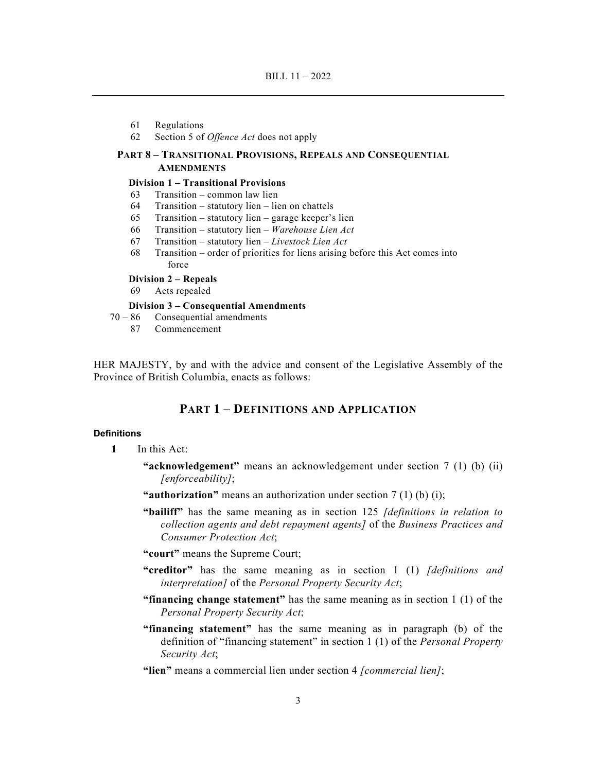61 Regulations
62 Section 5 of *Offence Act* does not apply

**PART 8 – TRANSITIONAL PROVISIONS, REPEALS AND CONSEQUENTIAL AMENDMENTS**

**Division 1 – Transitional Provisions**

63 Transition – common law lien
64 Transition – statutory lien – lien on chattels
65 Transition – statutory lien – garage keeper's lien
66 Transition – statutory lien – *Warehouse Lien Act*
67 Transition – statutory lien – *Livestock Lien Act*
68 Transition – order of priorities for liens arising before this Act comes into force

**Division 2 – Repeals**

69 Acts repealed

**Division 3 – Consequential Amendments**

70 – 86 Consequential amendments
87 Commencement

HER MAJESTY, by and with the advice and consent of the Legislative Assembly of the Province of British Columbia, enacts as follows:

## PART 1 – DEFINITIONS AND APPLICATION

### Definitions

**1** In this Act:

**"acknowledgement"** means an acknowledgement under section 7 (1) (b) (ii) *[enforceability]*;

**"authorization"** means an authorization under section 7 (1) (b) (i);

**"bailiff"** has the same meaning as in section 125 *[definitions in relation to collection agents and debt repayment agents]* of the *Business Practices and Consumer Protection Act*;

**"court"** means the Supreme Court;

**"creditor"** has the same meaning as in section 1 (1) *[definitions and interpretation]* of the *Personal Property Security Act*;

**"financing change statement"** has the same meaning as in section 1 (1) of the *Personal Property Security Act*;

**"financing statement"** has the same meaning as in paragraph (b) of the definition of "financing statement" in section 1 (1) of the *Personal Property Security Act*;

**"lien"** means a commercial lien under section 4 *[commercial lien]*;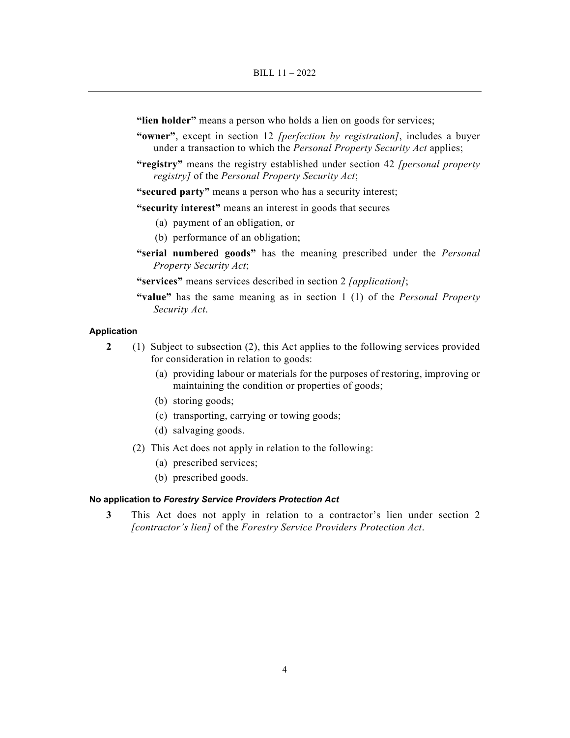**"lien holder"** means a person who holds a lien on goods for services;

**"owner"**, except in section 12 *[perfection by registration]*, includes a buyer under a transaction to which the *Personal Property Security Act* applies;

**"registry"** means the registry established under section 42 *[personal property registry]* of the *Personal Property Security Act*;

**"secured party"** means a person who has a security interest;

**"security interest"** means an interest in goods that secures

(a) payment of an obligation, or

(b) performance of an obligation;

**"serial numbered goods"** has the meaning prescribed under the *Personal Property Security Act*;

**"services"** means services described in section 2 *[application]*;

**"value"** has the same meaning as in section 1 (1) of the *Personal Property Security Act*.

### Application

**2** (1) Subject to subsection (2), this Act applies to the following services provided for consideration in relation to goods:

(a) providing labour or materials for the purposes of restoring, improving or maintaining the condition or properties of goods;

(b) storing goods;

(c) transporting, carrying or towing goods;

(d) salvaging goods.

(2) This Act does not apply in relation to the following:

(a) prescribed services;

(b) prescribed goods.

### No application to *Forestry Service Providers Protection Act*

**3** This Act does not apply in relation to a contractor's lien under section 2 *[contractor's lien]* of the *Forestry Service Providers Protection Act*.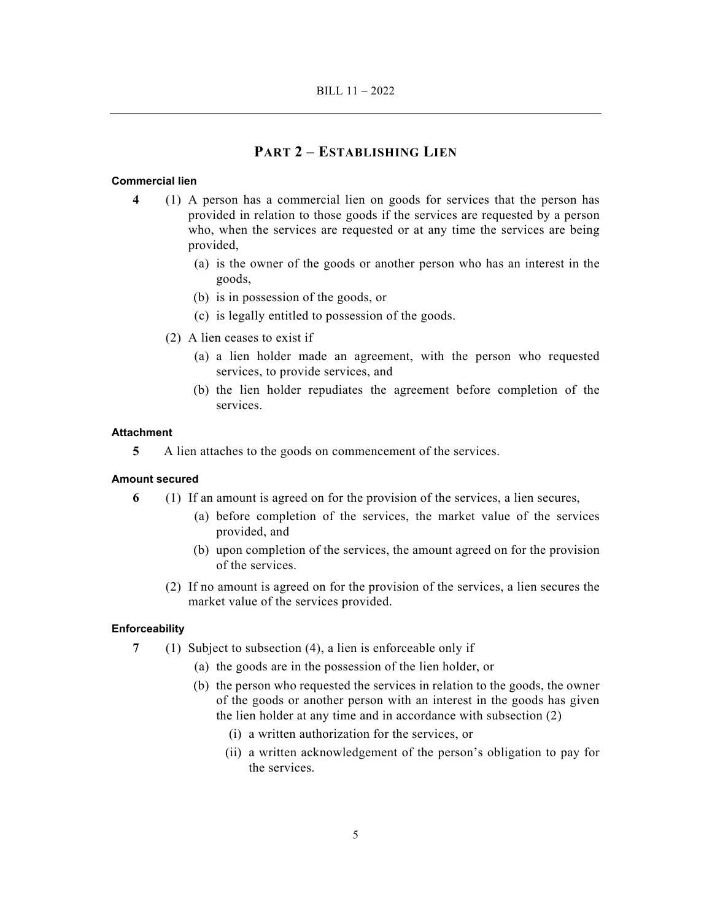## PART 2 – ESTABLISHING LIEN

**Commercial lien**

**4** (1) A person has a commercial lien on goods for services that the person has provided in relation to those goods if the services are requested by a person who, when the services are requested or at any time the services are being provided,

(a) is the owner of the goods or another person who has an interest in the goods,

(b) is in possession of the goods, or

(c) is legally entitled to possession of the goods.

(2) A lien ceases to exist if

(a) a lien holder made an agreement, with the person who requested services, to provide services, and

(b) the lien holder repudiates the agreement before completion of the services.

**Attachment**

**5** A lien attaches to the goods on commencement of the services.

**Amount secured**

**6** (1) If an amount is agreed on for the provision of the services, a lien secures,

(a) before completion of the services, the market value of the services provided, and

(b) upon completion of the services, the amount agreed on for the provision of the services.

(2) If no amount is agreed on for the provision of the services, a lien secures the market value of the services provided.

**Enforceability**

**7** (1) Subject to subsection (4), a lien is enforceable only if

(a) the goods are in the possession of the lien holder, or

(b) the person who requested the services in relation to the goods, the owner of the goods or another person with an interest in the goods has given the lien holder at any time and in accordance with subsection (2)

(i) a written authorization for the services, or

(ii) a written acknowledgement of the person's obligation to pay for the services.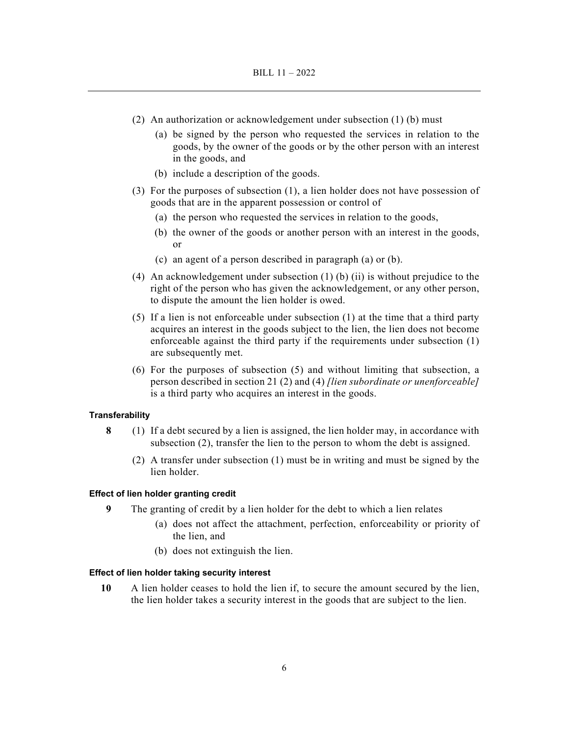(2) An authorization or acknowledgement under subsection (1) (b) must

(a) be signed by the person who requested the services in relation to the goods, by the owner of the goods or by the other person with an interest in the goods, and

(b) include a description of the goods.

(3) For the purposes of subsection (1), a lien holder does not have possession of goods that are in the apparent possession or control of

(a) the person who requested the services in relation to the goods,

(b) the owner of the goods or another person with an interest in the goods, or

(c) an agent of a person described in paragraph (a) or (b).

(4) An acknowledgement under subsection (1) (b) (ii) is without prejudice to the right of the person who has given the acknowledgement, or any other person, to dispute the amount the lien holder is owed.

(5) If a lien is not enforceable under subsection (1) at the time that a third party acquires an interest in the goods subject to the lien, the lien does not become enforceable against the third party if the requirements under subsection (1) are subsequently met.

(6) For the purposes of subsection (5) and without limiting that subsection, a person described in section 21 (2) and (4) *[lien subordinate or unenforceable]* is a third party who acquires an interest in the goods.

#### Transferability

**8** (1) If a debt secured by a lien is assigned, the lien holder may, in accordance with subsection (2), transfer the lien to the person to whom the debt is assigned.

(2) A transfer under subsection (1) must be in writing and must be signed by the lien holder.

#### Effect of lien holder granting credit

**9** The granting of credit by a lien holder for the debt to which a lien relates

(a) does not affect the attachment, perfection, enforceability or priority of the lien, and

(b) does not extinguish the lien.

#### Effect of lien holder taking security interest

**10** A lien holder ceases to hold the lien if, to secure the amount secured by the lien, the lien holder takes a security interest in the goods that are subject to the lien.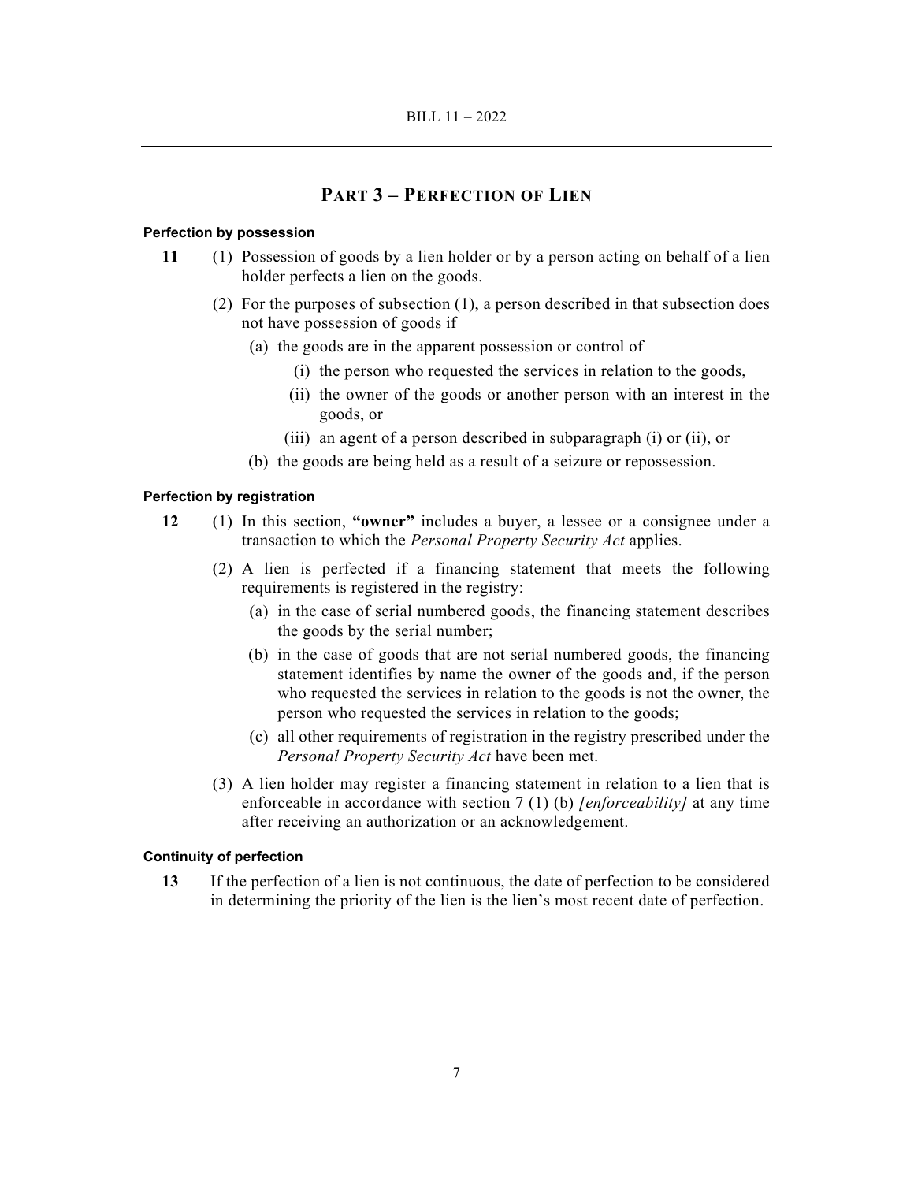## PART 3 – PERFECTION OF LIEN

#### Perfection by possession

**11** (1) Possession of goods by a lien holder or by a person acting on behalf of a lien holder perfects a lien on the goods.

(2) For the purposes of subsection (1), a person described in that subsection does not have possession of goods if

(a) the goods are in the apparent possession or control of

(i) the person who requested the services in relation to the goods,

(ii) the owner of the goods or another person with an interest in the goods, or

(iii) an agent of a person described in subparagraph (i) or (ii), or

(b) the goods are being held as a result of a seizure or repossession.

#### Perfection by registration

**12** (1) In this section, **"owner"** includes a buyer, a lessee or a consignee under a transaction to which the *Personal Property Security Act* applies.

(2) A lien is perfected if a financing statement that meets the following requirements is registered in the registry:

(a) in the case of serial numbered goods, the financing statement describes the goods by the serial number;

(b) in the case of goods that are not serial numbered goods, the financing statement identifies by name the owner of the goods and, if the person who requested the services in relation to the goods is not the owner, the person who requested the services in relation to the goods;

(c) all other requirements of registration in the registry prescribed under the *Personal Property Security Act* have been met.

(3) A lien holder may register a financing statement in relation to a lien that is enforceable in accordance with section 7 (1) (b) *[enforceability]* at any time after receiving an authorization or an acknowledgement.

#### Continuity of perfection

**13** If the perfection of a lien is not continuous, the date of perfection to be considered in determining the priority of the lien is the lien's most recent date of perfection.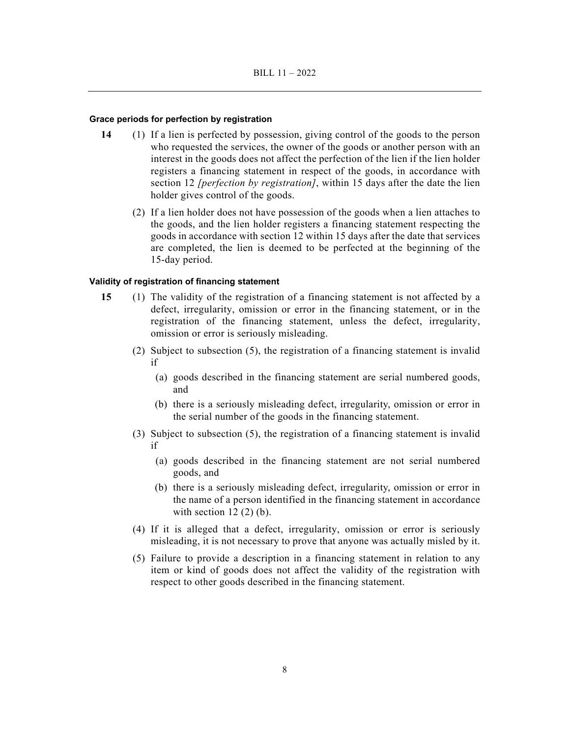### Grace periods for perfection by registration

**14** (1) If a lien is perfected by possession, giving control of the goods to the person who requested the services, the owner of the goods or another person with an interest in the goods does not affect the perfection of the lien if the lien holder registers a financing statement in respect of the goods, in accordance with section 12 *[perfection by registration]*, within 15 days after the date the lien holder gives control of the goods.

(2) If a lien holder does not have possession of the goods when a lien attaches to the goods, and the lien holder registers a financing statement respecting the goods in accordance with section 12 within 15 days after the date that services are completed, the lien is deemed to be perfected at the beginning of the 15-day period.

### Validity of registration of financing statement

**15** (1) The validity of the registration of a financing statement is not affected by a defect, irregularity, omission or error in the financing statement, or in the registration of the financing statement, unless the defect, irregularity, omission or error is seriously misleading.

(2) Subject to subsection (5), the registration of a financing statement is invalid if

(a) goods described in the financing statement are serial numbered goods, and

(b) there is a seriously misleading defect, irregularity, omission or error in the serial number of the goods in the financing statement.

(3) Subject to subsection (5), the registration of a financing statement is invalid if

(a) goods described in the financing statement are not serial numbered goods, and

(b) there is a seriously misleading defect, irregularity, omission or error in the name of a person identified in the financing statement in accordance with section 12 (2) (b).

(4) If it is alleged that a defect, irregularity, omission or error is seriously misleading, it is not necessary to prove that anyone was actually misled by it.

(5) Failure to provide a description in a financing statement in relation to any item or kind of goods does not affect the validity of the registration with respect to other goods described in the financing statement.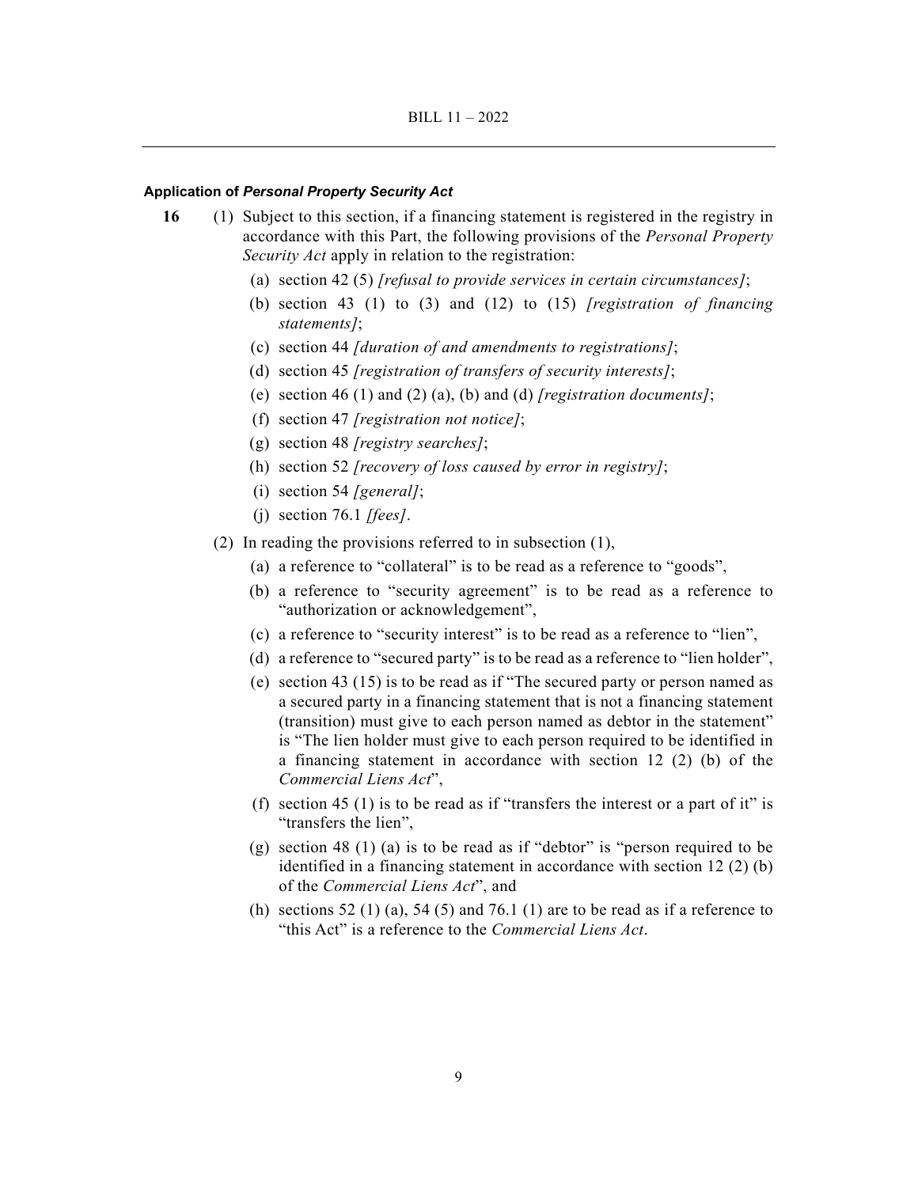### Application of *Personal Property Security Act*

**16** (1) Subject to this section, if a financing statement is registered in the registry in accordance with this Part, the following provisions of the *Personal Property Security Act* apply in relation to the registration:

- (a) section 42 (5) *[refusal to provide services in certain circumstances]*;
- (b) section 43 (1) to (3) and (12) to (15) *[registration of financing statements]*;
- (c) section 44 *[duration of and amendments to registrations]*;
- (d) section 45 *[registration of transfers of security interests]*;
- (e) section 46 (1) and (2) (a), (b) and (d) *[registration documents]*;
- (f) section 47 *[registration not notice]*;
- (g) section 48 *[registry searches]*;
- (h) section 52 *[recovery of loss caused by error in registry]*;
- (i) section 54 *[general]*;
- (j) section 76.1 *[fees]*.

(2) In reading the provisions referred to in subsection (1),

- (a) a reference to "collateral" is to be read as a reference to "goods",
- (b) a reference to "security agreement" is to be read as a reference to "authorization or acknowledgement",
- (c) a reference to "security interest" is to be read as a reference to "lien",
- (d) a reference to "secured party" is to be read as a reference to "lien holder",
- (e) section 43 (15) is to be read as if "The secured party or person named as a secured party in a financing statement that is not a financing statement (transition) must give to each person named as debtor in the statement" is "The lien holder must give to each person required to be identified in a financing statement in accordance with section 12 (2) (b) of the *Commercial Liens Act*",
- (f) section 45 (1) is to be read as if "transfers the interest or a part of it" is "transfers the lien",
- (g) section 48 (1) (a) is to be read as if "debtor" is "person required to be identified in a financing statement in accordance with section 12 (2) (b) of the *Commercial Liens Act*", and
- (h) sections 52 (1) (a), 54 (5) and 76.1 (1) are to be read as if a reference to "this Act" is a reference to the *Commercial Liens Act*.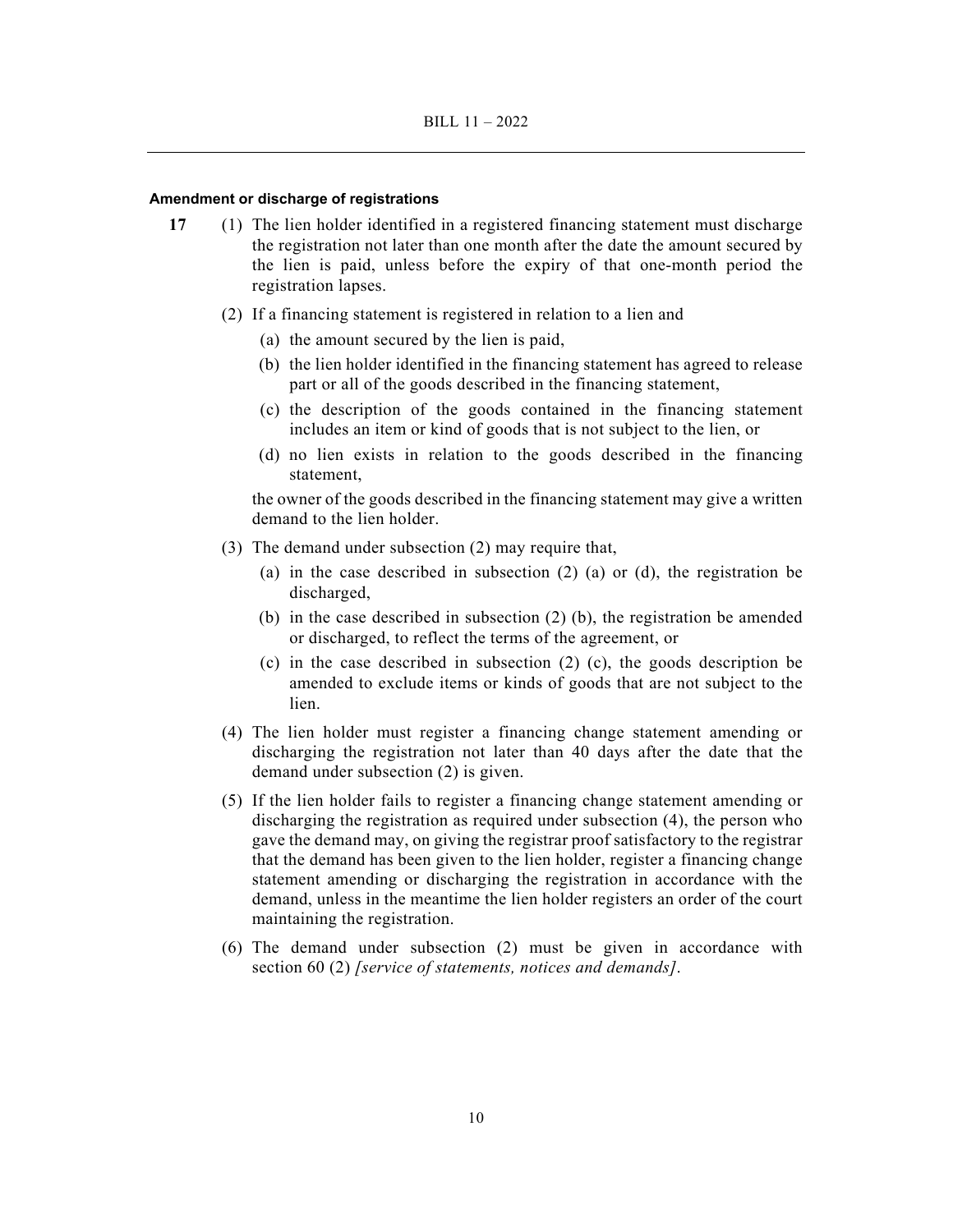**Amendment or discharge of registrations**

**17** (1) The lien holder identified in a registered financing statement must discharge the registration not later than one month after the date the amount secured by the lien is paid, unless before the expiry of that one-month period the registration lapses.

(2) If a financing statement is registered in relation to a lien and

(a) the amount secured by the lien is paid,

(b) the lien holder identified in the financing statement has agreed to release part or all of the goods described in the financing statement,

(c) the description of the goods contained in the financing statement includes an item or kind of goods that is not subject to the lien, or

(d) no lien exists in relation to the goods described in the financing statement,

the owner of the goods described in the financing statement may give a written demand to the lien holder.

(3) The demand under subsection (2) may require that,

(a) in the case described in subsection (2) (a) or (d), the registration be discharged,

(b) in the case described in subsection (2) (b), the registration be amended or discharged, to reflect the terms of the agreement, or

(c) in the case described in subsection (2) (c), the goods description be amended to exclude items or kinds of goods that are not subject to the lien.

(4) The lien holder must register a financing change statement amending or discharging the registration not later than 40 days after the date that the demand under subsection (2) is given.

(5) If the lien holder fails to register a financing change statement amending or discharging the registration as required under subsection (4), the person who gave the demand may, on giving the registrar proof satisfactory to the registrar that the demand has been given to the lien holder, register a financing change statement amending or discharging the registration in accordance with the demand, unless in the meantime the lien holder registers an order of the court maintaining the registration.

(6) The demand under subsection (2) must be given in accordance with section 60 (2) *[service of statements, notices and demands]*.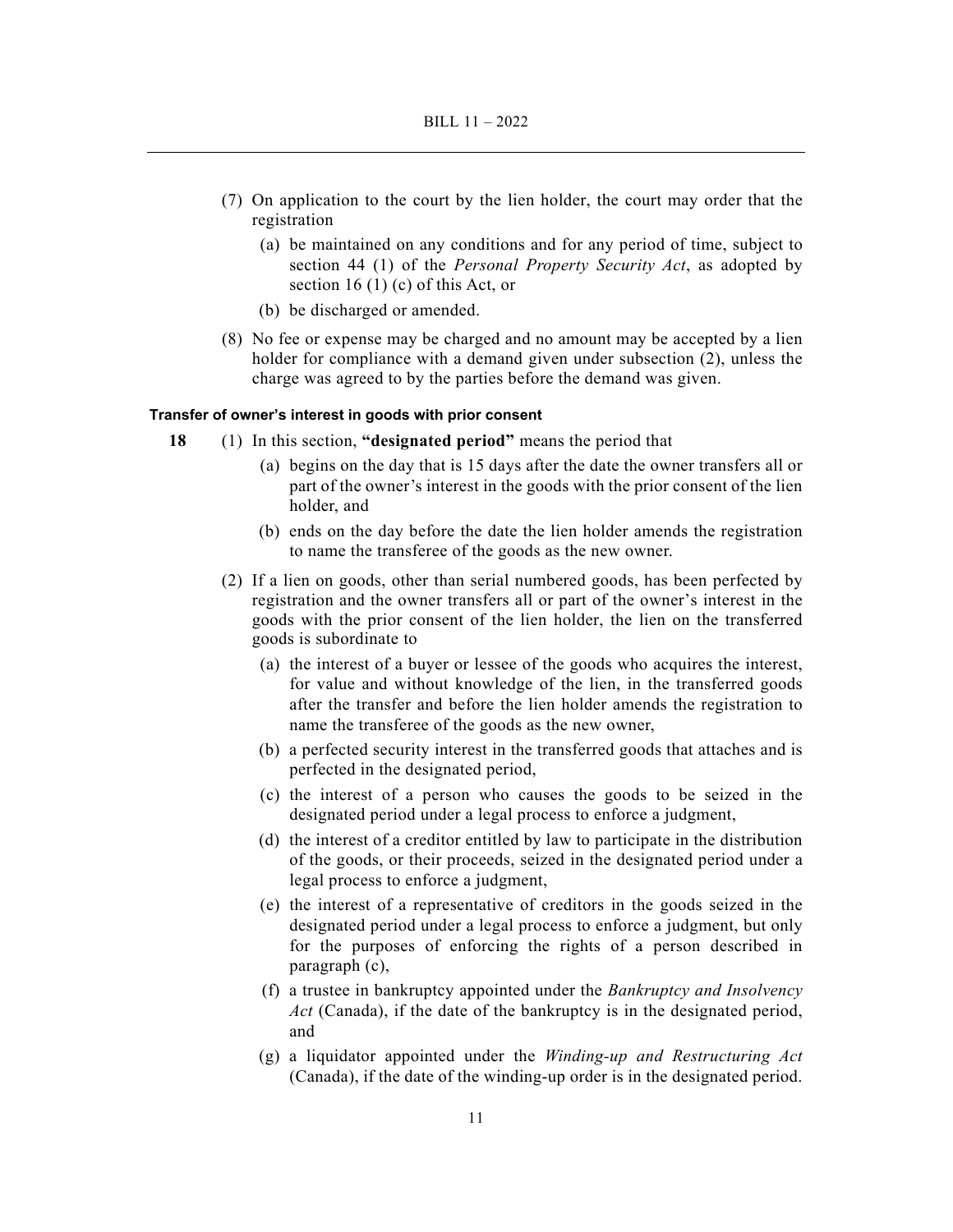(7) On application to the court by the lien holder, the court may order that the registration

   (a) be maintained on any conditions and for any period of time, subject to section 44 (1) of the *Personal Property Security Act*, as adopted by section 16 (1) (c) of this Act, or

   (b) be discharged or amended.

(8) No fee or expense may be charged and no amount may be accepted by a lien holder for compliance with a demand given under subsection (2), unless the charge was agreed to by the parties before the demand was given.

#### Transfer of owner's interest in goods with prior consent

**18** (1) In this section, **"designated period"** means the period that

   (a) begins on the day that is 15 days after the date the owner transfers all or part of the owner's interest in the goods with the prior consent of the lien holder, and

   (b) ends on the day before the date the lien holder amends the registration to name the transferee of the goods as the new owner.

(2) If a lien on goods, other than serial numbered goods, has been perfected by registration and the owner transfers all or part of the owner's interest in the goods with the prior consent of the lien holder, the lien on the transferred goods is subordinate to

   (a) the interest of a buyer or lessee of the goods who acquires the interest, for value and without knowledge of the lien, in the transferred goods after the transfer and before the lien holder amends the registration to name the transferee of the goods as the new owner,

   (b) a perfected security interest in the transferred goods that attaches and is perfected in the designated period,

   (c) the interest of a person who causes the goods to be seized in the designated period under a legal process to enforce a judgment,

   (d) the interest of a creditor entitled by law to participate in the distribution of the goods, or their proceeds, seized in the designated period under a legal process to enforce a judgment,

   (e) the interest of a representative of creditors in the goods seized in the designated period under a legal process to enforce a judgment, but only for the purposes of enforcing the rights of a person described in paragraph (c),

   (f) a trustee in bankruptcy appointed under the *Bankruptcy and Insolvency Act* (Canada), if the date of the bankruptcy is in the designated period, and

   (g) a liquidator appointed under the *Winding-up and Restructuring Act* (Canada), if the date of the winding-up order is in the designated period.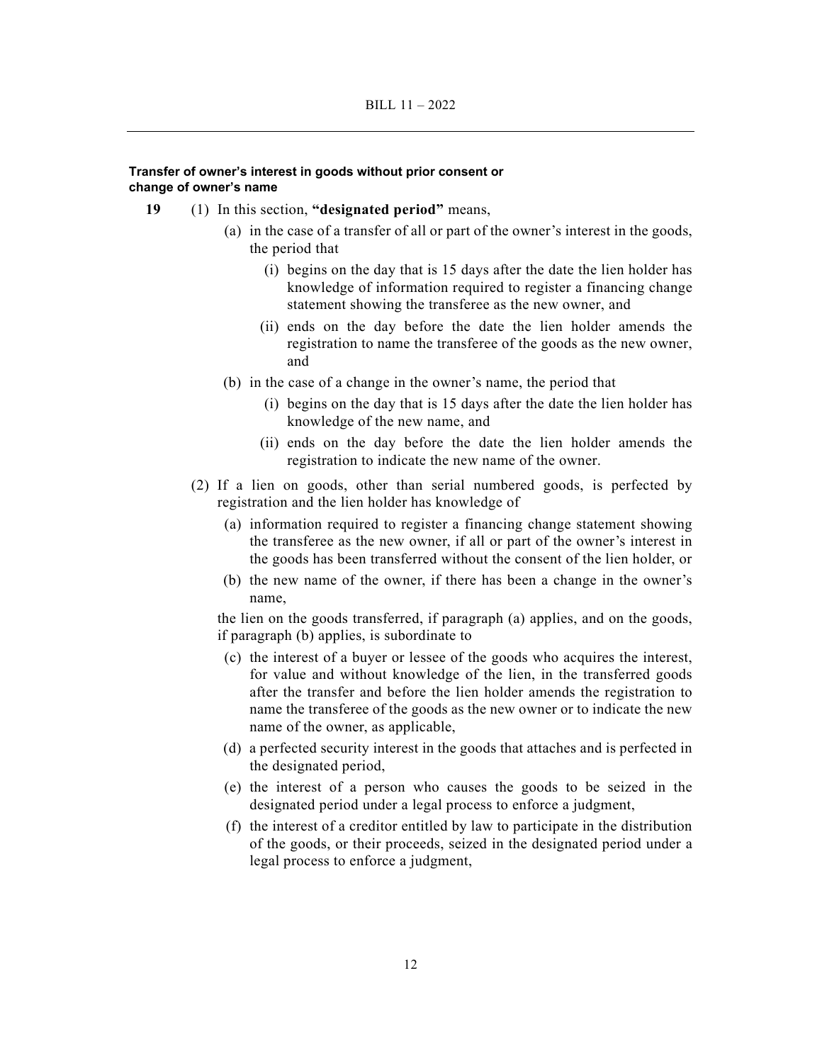**Transfer of owner's interest in goods without prior consent or change of owner's name**

**19** (1) In this section, **"designated period"** means,

(a) in the case of a transfer of all or part of the owner's interest in the goods, the period that

(i) begins on the day that is 15 days after the date the lien holder has knowledge of information required to register a financing change statement showing the transferee as the new owner, and

(ii) ends on the day before the date the lien holder amends the registration to name the transferee of the goods as the new owner, and

(b) in the case of a change in the owner's name, the period that

(i) begins on the day that is 15 days after the date the lien holder has knowledge of the new name, and

(ii) ends on the day before the date the lien holder amends the registration to indicate the new name of the owner.

(2) If a lien on goods, other than serial numbered goods, is perfected by registration and the lien holder has knowledge of

(a) information required to register a financing change statement showing the transferee as the new owner, if all or part of the owner's interest in the goods has been transferred without the consent of the lien holder, or

(b) the new name of the owner, if there has been a change in the owner's name,

the lien on the goods transferred, if paragraph (a) applies, and on the goods, if paragraph (b) applies, is subordinate to

(c) the interest of a buyer or lessee of the goods who acquires the interest, for value and without knowledge of the lien, in the transferred goods after the transfer and before the lien holder amends the registration to name the transferee of the goods as the new owner or to indicate the new name of the owner, as applicable,

(d) a perfected security interest in the goods that attaches and is perfected in the designated period,

(e) the interest of a person who causes the goods to be seized in the designated period under a legal process to enforce a judgment,

(f) the interest of a creditor entitled by law to participate in the distribution of the goods, or their proceeds, seized in the designated period under a legal process to enforce a judgment,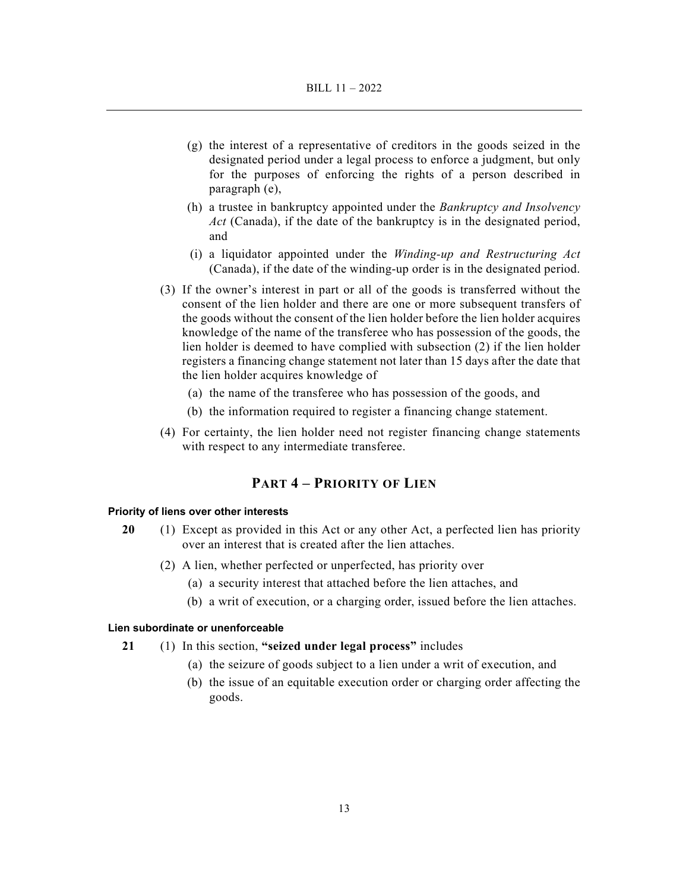(g) the interest of a representative of creditors in the goods seized in the designated period under a legal process to enforce a judgment, but only for the purposes of enforcing the rights of a person described in paragraph (e),

(h) a trustee in bankruptcy appointed under the *Bankruptcy and Insolvency Act* (Canada), if the date of the bankruptcy is in the designated period, and

(i) a liquidator appointed under the *Winding-up and Restructuring Act* (Canada), if the date of the winding-up order is in the designated period.

(3) If the owner's interest in part or all of the goods is transferred without the consent of the lien holder and there are one or more subsequent transfers of the goods without the consent of the lien holder before the lien holder acquires knowledge of the name of the transferee who has possession of the goods, the lien holder is deemed to have complied with subsection (2) if the lien holder registers a financing change statement not later than 15 days after the date that the lien holder acquires knowledge of

(a) the name of the transferee who has possession of the goods, and

(b) the information required to register a financing change statement.

(4) For certainty, the lien holder need not register financing change statements with respect to any intermediate transferee.

## PART 4 – PRIORITY OF LIEN

#### Priority of liens over other interests

**20** (1) Except as provided in this Act or any other Act, a perfected lien has priority over an interest that is created after the lien attaches.

(2) A lien, whether perfected or unperfected, has priority over

(a) a security interest that attached before the lien attaches, and

(b) a writ of execution, or a charging order, issued before the lien attaches.

#### Lien subordinate or unenforceable

**21** (1) In this section, **"seized under legal process"** includes

(a) the seizure of goods subject to a lien under a writ of execution, and

(b) the issue of an equitable execution order or charging order affecting the goods.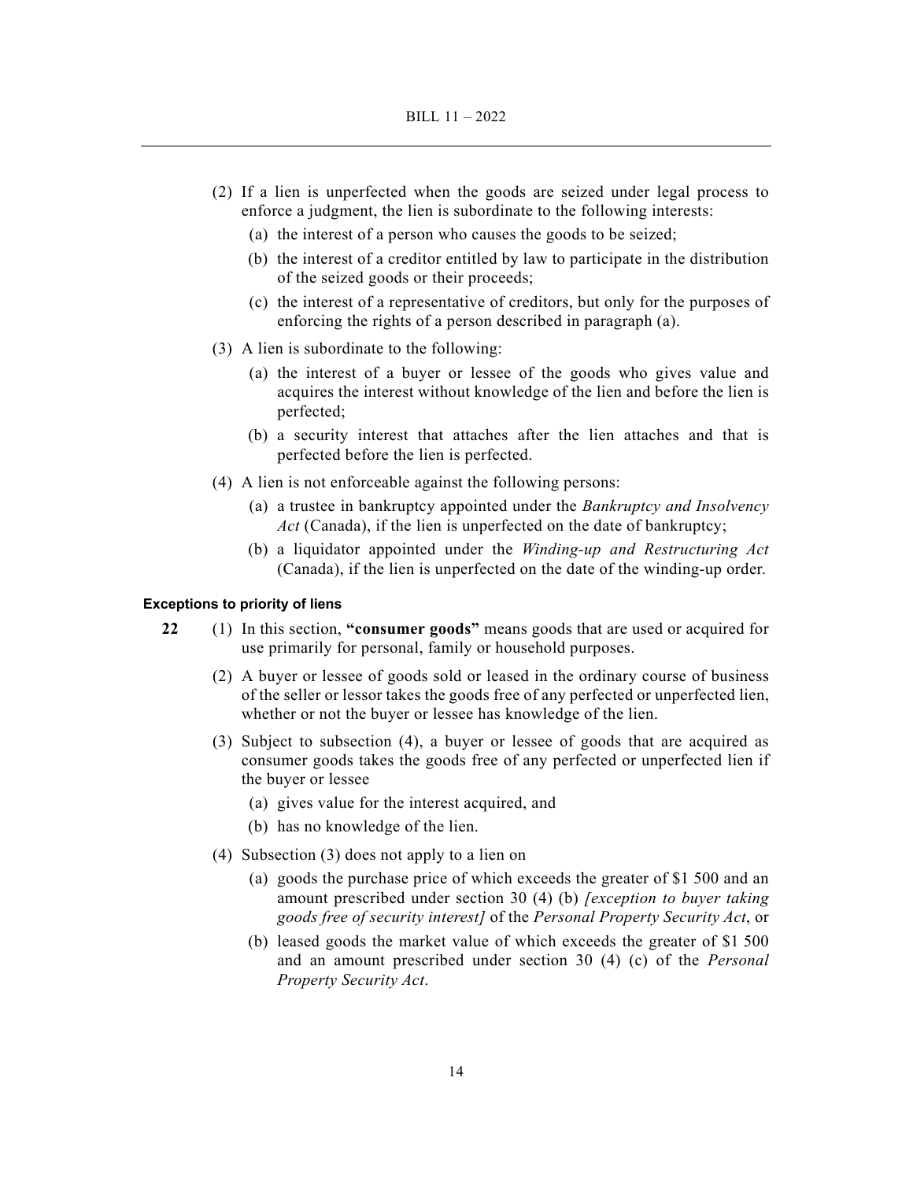(2) If a lien is unperfected when the goods are seized under legal process to enforce a judgment, the lien is subordinate to the following interests:

(a) the interest of a person who causes the goods to be seized;

(b) the interest of a creditor entitled by law to participate in the distribution of the seized goods or their proceeds;

(c) the interest of a representative of creditors, but only for the purposes of enforcing the rights of a person described in paragraph (a).

(3) A lien is subordinate to the following:

(a) the interest of a buyer or lessee of the goods who gives value and acquires the interest without knowledge of the lien and before the lien is perfected;

(b) a security interest that attaches after the lien attaches and that is perfected before the lien is perfected.

(4) A lien is not enforceable against the following persons:

(a) a trustee in bankruptcy appointed under the *Bankruptcy and Insolvency Act* (Canada), if the lien is unperfected on the date of bankruptcy;

(b) a liquidator appointed under the *Winding-up and Restructuring Act* (Canada), if the lien is unperfected on the date of the winding-up order.

**Exceptions to priority of liens**

**22** (1) In this section, **"consumer goods"** means goods that are used or acquired for use primarily for personal, family or household purposes.

(2) A buyer or lessee of goods sold or leased in the ordinary course of business of the seller or lessor takes the goods free of any perfected or unperfected lien, whether or not the buyer or lessee has knowledge of the lien.

(3) Subject to subsection (4), a buyer or lessee of goods that are acquired as consumer goods takes the goods free of any perfected or unperfected lien if the buyer or lessee

(a) gives value for the interest acquired, and

(b) has no knowledge of the lien.

(4) Subsection (3) does not apply to a lien on

(a) goods the purchase price of which exceeds the greater of $1 500 and an amount prescribed under section 30 (4) (b) *[exception to buyer taking goods free of security interest]* of the *Personal Property Security Act*, or

(b) leased goods the market value of which exceeds the greater of $1 500 and an amount prescribed under section 30 (4) (c) of the *Personal Property Security Act*.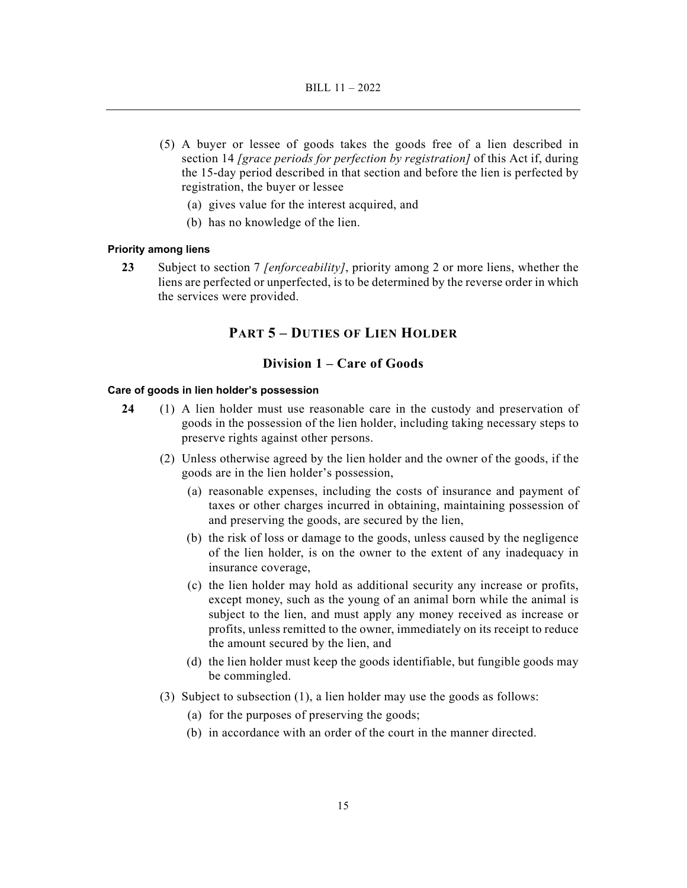(5) A buyer or lessee of goods takes the goods free of a lien described in section 14 *[grace periods for perfection by registration]* of this Act if, during the 15-day period described in that section and before the lien is perfected by registration, the buyer or lessee

(a) gives value for the interest acquired, and

(b) has no knowledge of the lien.

#### Priority among liens

**23** Subject to section 7 *[enforceability]*, priority among 2 or more liens, whether the liens are perfected or unperfected, is to be determined by the reverse order in which the services were provided.

## PART 5 – DUTIES OF LIEN HOLDER

### Division 1 – Care of Goods

#### Care of goods in lien holder's possession

**24** (1) A lien holder must use reasonable care in the custody and preservation of goods in the possession of the lien holder, including taking necessary steps to preserve rights against other persons.

(2) Unless otherwise agreed by the lien holder and the owner of the goods, if the goods are in the lien holder's possession,

(a) reasonable expenses, including the costs of insurance and payment of taxes or other charges incurred in obtaining, maintaining possession of and preserving the goods, are secured by the lien,

(b) the risk of loss or damage to the goods, unless caused by the negligence of the lien holder, is on the owner to the extent of any inadequacy in insurance coverage,

(c) the lien holder may hold as additional security any increase or profits, except money, such as the young of an animal born while the animal is subject to the lien, and must apply any money received as increase or profits, unless remitted to the owner, immediately on its receipt to reduce the amount secured by the lien, and

(d) the lien holder must keep the goods identifiable, but fungible goods may be commingled.

(3) Subject to subsection (1), a lien holder may use the goods as follows:

(a) for the purposes of preserving the goods;

(b) in accordance with an order of the court in the manner directed.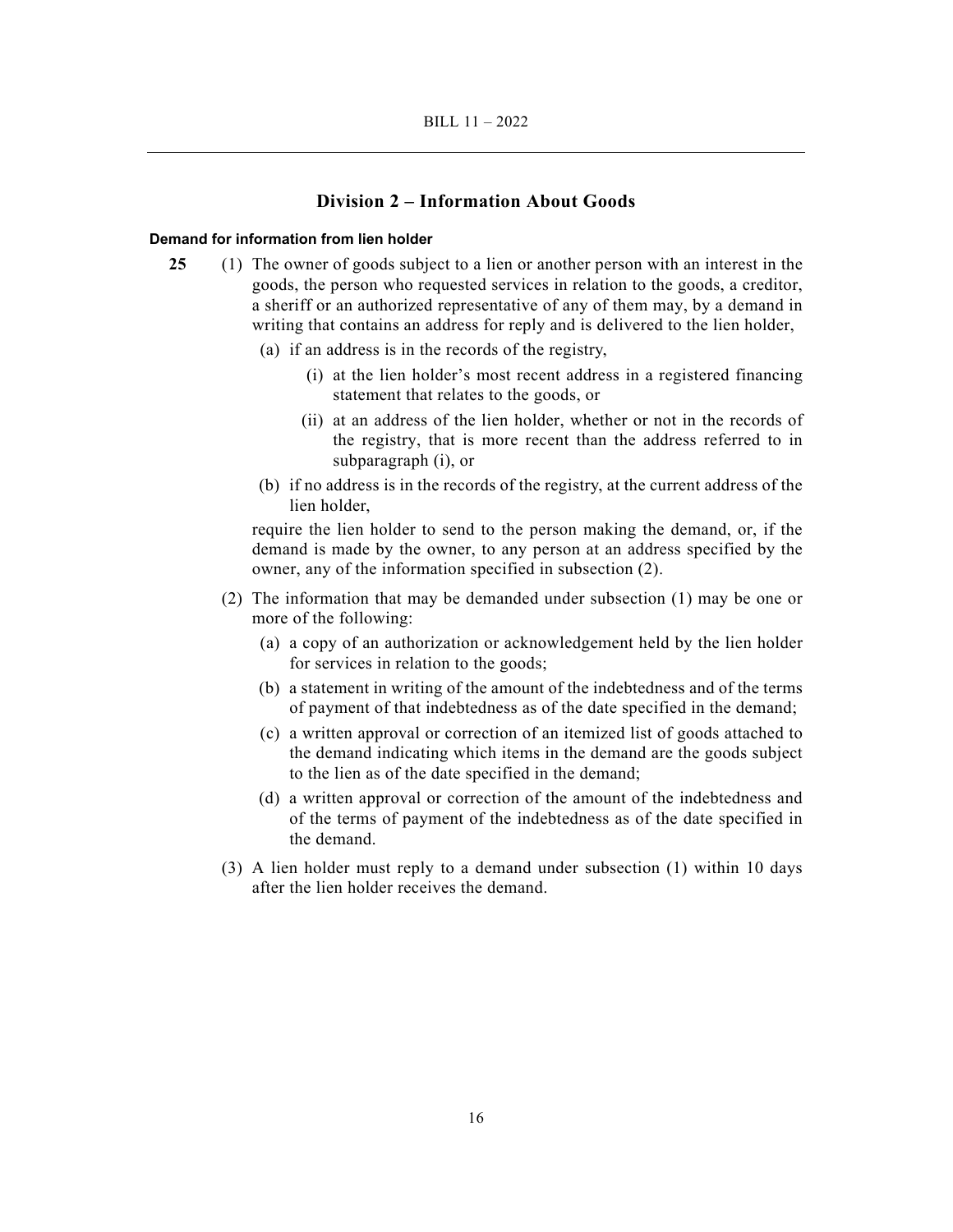## Division 2 – Information About Goods

**Demand for information from lien holder**

**25** (1) The owner of goods subject to a lien or another person with an interest in the goods, the person who requested services in relation to the goods, a creditor, a sheriff or an authorized representative of any of them may, by a demand in writing that contains an address for reply and is delivered to the lien holder,

(a) if an address is in the records of the registry,

(i) at the lien holder's most recent address in a registered financing statement that relates to the goods, or

(ii) at an address of the lien holder, whether or not in the records of the registry, that is more recent than the address referred to in subparagraph (i), or

(b) if no address is in the records of the registry, at the current address of the lien holder,

require the lien holder to send to the person making the demand, or, if the demand is made by the owner, to any person at an address specified by the owner, any of the information specified in subsection (2).

(2) The information that may be demanded under subsection (1) may be one or more of the following:

(a) a copy of an authorization or acknowledgement held by the lien holder for services in relation to the goods;

(b) a statement in writing of the amount of the indebtedness and of the terms of payment of that indebtedness as of the date specified in the demand;

(c) a written approval or correction of an itemized list of goods attached to the demand indicating which items in the demand are the goods subject to the lien as of the date specified in the demand;

(d) a written approval or correction of the amount of the indebtedness and of the terms of payment of the indebtedness as of the date specified in the demand.

(3) A lien holder must reply to a demand under subsection (1) within 10 days after the lien holder receives the demand.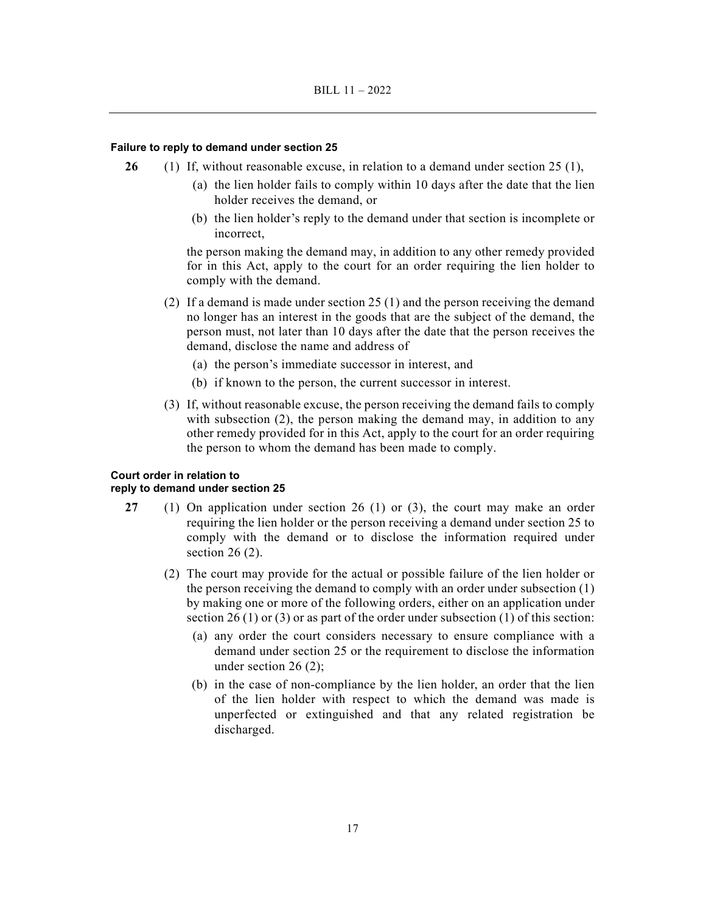**Failure to reply to demand under section 25**

**26** (1) If, without reasonable excuse, in relation to a demand under section 25 (1),

(a) the lien holder fails to comply within 10 days after the date that the lien holder receives the demand, or

(b) the lien holder's reply to the demand under that section is incomplete or incorrect,

the person making the demand may, in addition to any other remedy provided for in this Act, apply to the court for an order requiring the lien holder to comply with the demand.

(2) If a demand is made under section 25 (1) and the person receiving the demand no longer has an interest in the goods that are the subject of the demand, the person must, not later than 10 days after the date that the person receives the demand, disclose the name and address of

(a) the person's immediate successor in interest, and

(b) if known to the person, the current successor in interest.

(3) If, without reasonable excuse, the person receiving the demand fails to comply with subsection (2), the person making the demand may, in addition to any other remedy provided for in this Act, apply to the court for an order requiring the person to whom the demand has been made to comply.

**Court order in relation to reply to demand under section 25**

**27** (1) On application under section 26 (1) or (3), the court may make an order requiring the lien holder or the person receiving a demand under section 25 to comply with the demand or to disclose the information required under section 26 (2).

(2) The court may provide for the actual or possible failure of the lien holder or the person receiving the demand to comply with an order under subsection (1) by making one or more of the following orders, either on an application under section 26 (1) or (3) or as part of the order under subsection (1) of this section:

(a) any order the court considers necessary to ensure compliance with a demand under section 25 or the requirement to disclose the information under section 26 (2);

(b) in the case of non-compliance by the lien holder, an order that the lien of the lien holder with respect to which the demand was made is unperfected or extinguished and that any related registration be discharged.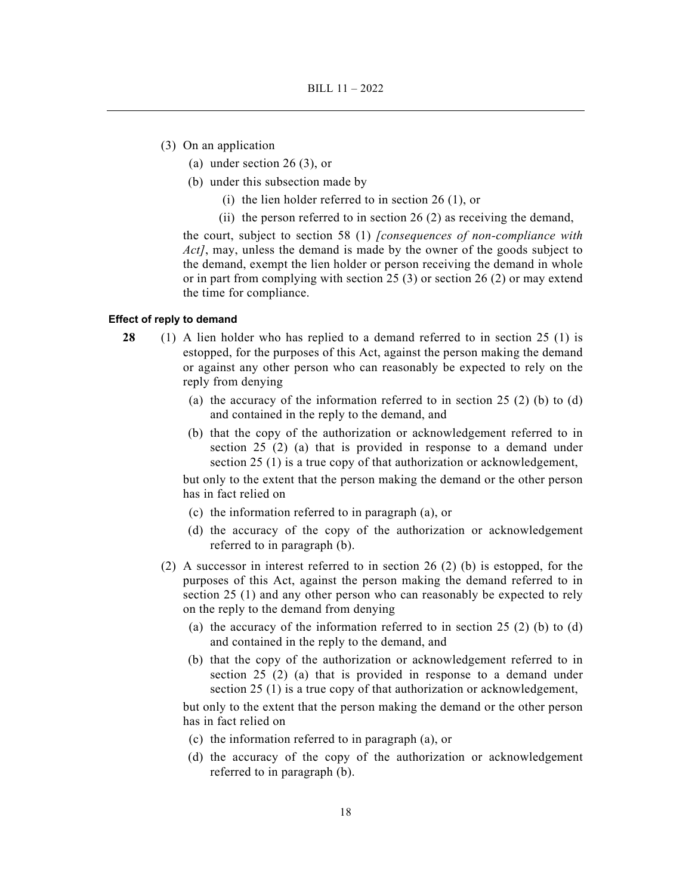(3) On an application

(a) under section 26 (3), or

(b) under this subsection made by

(i) the lien holder referred to in section 26 (1), or

(ii) the person referred to in section 26 (2) as receiving the demand,

the court, subject to section 58 (1) *[consequences of non-compliance with Act]*, may, unless the demand is made by the owner of the goods subject to the demand, exempt the lien holder or person receiving the demand in whole or in part from complying with section 25 (3) or section 26 (2) or may extend the time for compliance.

#### Effect of reply to demand

**28** (1) A lien holder who has replied to a demand referred to in section 25 (1) is estopped, for the purposes of this Act, against the person making the demand or against any other person who can reasonably be expected to rely on the reply from denying

(a) the accuracy of the information referred to in section 25 (2) (b) to (d) and contained in the reply to the demand, and

(b) that the copy of the authorization or acknowledgement referred to in section 25 (2) (a) that is provided in response to a demand under section 25 (1) is a true copy of that authorization or acknowledgement,

but only to the extent that the person making the demand or the other person has in fact relied on

(c) the information referred to in paragraph (a), or

(d) the accuracy of the copy of the authorization or acknowledgement referred to in paragraph (b).

(2) A successor in interest referred to in section 26 (2) (b) is estopped, for the purposes of this Act, against the person making the demand referred to in section 25 (1) and any other person who can reasonably be expected to rely on the reply to the demand from denying

(a) the accuracy of the information referred to in section 25 (2) (b) to (d) and contained in the reply to the demand, and

(b) that the copy of the authorization or acknowledgement referred to in section 25 (2) (a) that is provided in response to a demand under section 25 (1) is a true copy of that authorization or acknowledgement,

but only to the extent that the person making the demand or the other person has in fact relied on

(c) the information referred to in paragraph (a), or

(d) the accuracy of the copy of the authorization or acknowledgement referred to in paragraph (b).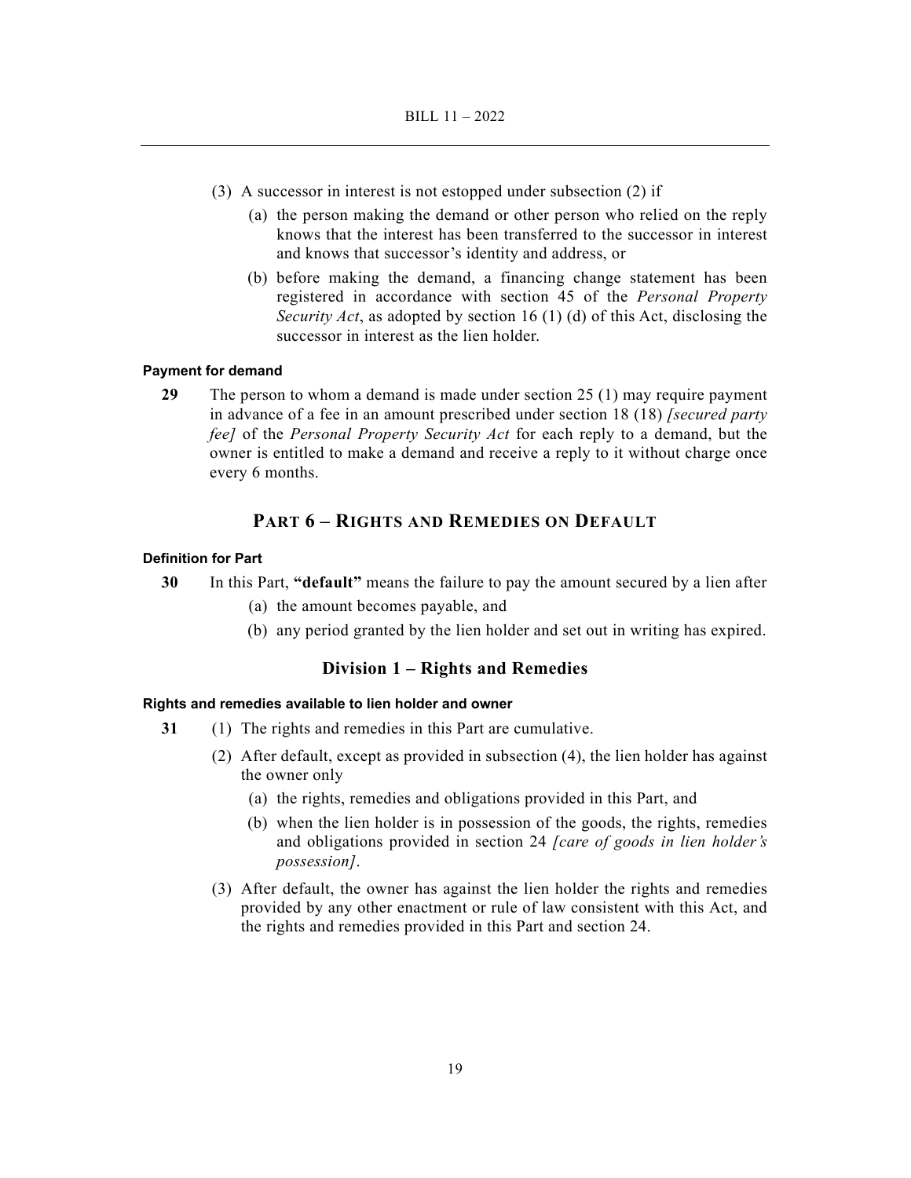(3) A successor in interest is not estopped under subsection (2) if

(a) the person making the demand or other person who relied on the reply knows that the interest has been transferred to the successor in interest and knows that successor's identity and address, or

(b) before making the demand, a financing change statement has been registered in accordance with section 45 of the *Personal Property Security Act*, as adopted by section 16 (1) (d) of this Act, disclosing the successor in interest as the lien holder.

#### Payment for demand

**29** The person to whom a demand is made under section 25 (1) may require payment in advance of a fee in an amount prescribed under section 18 (18) *[secured party fee]* of the *Personal Property Security Act* for each reply to a demand, but the owner is entitled to make a demand and receive a reply to it without charge once every 6 months.

## PART 6 – RIGHTS AND REMEDIES ON DEFAULT

#### Definition for Part

**30** In this Part, **"default"** means the failure to pay the amount secured by a lien after

(a) the amount becomes payable, and

(b) any period granted by the lien holder and set out in writing has expired.

### Division 1 – Rights and Remedies

#### Rights and remedies available to lien holder and owner

**31** (1) The rights and remedies in this Part are cumulative.

(2) After default, except as provided in subsection (4), the lien holder has against the owner only

(a) the rights, remedies and obligations provided in this Part, and

(b) when the lien holder is in possession of the goods, the rights, remedies and obligations provided in section 24 *[care of goods in lien holder's possession]*.

(3) After default, the owner has against the lien holder the rights and remedies provided by any other enactment or rule of law consistent with this Act, and the rights and remedies provided in this Part and section 24.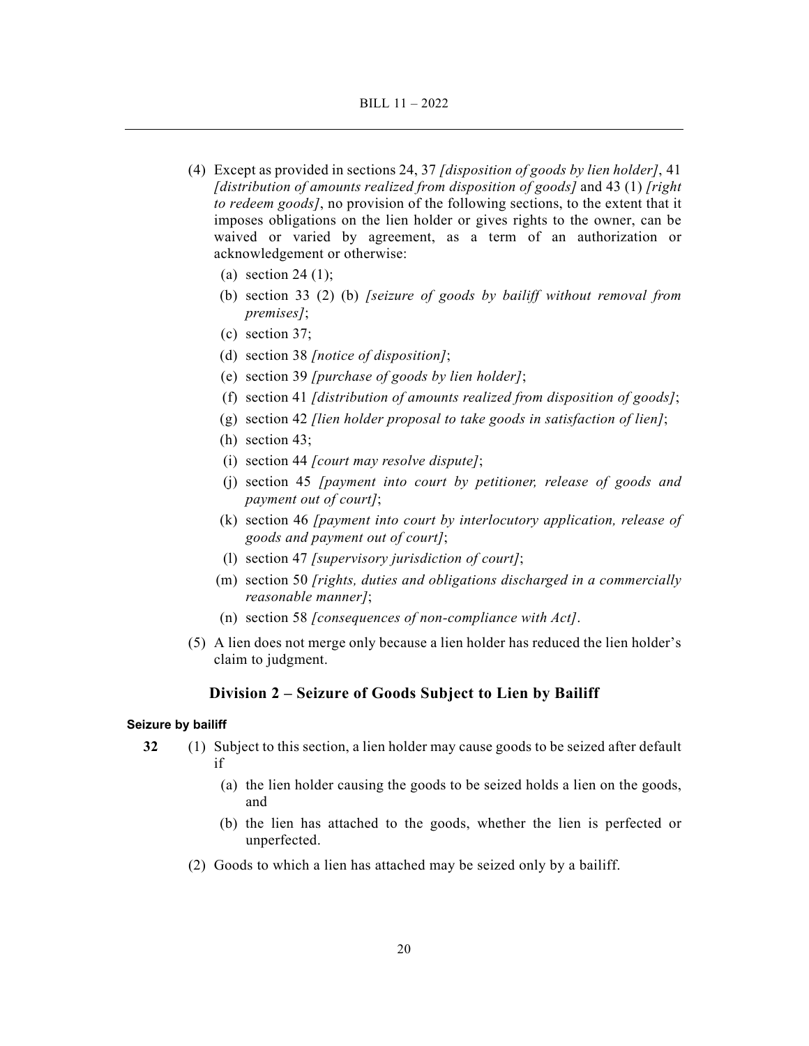(4) Except as provided in sections 24, 37 *[disposition of goods by lien holder]*, 41 *[distribution of amounts realized from disposition of goods]* and 43 (1) *[right to redeem goods]*, no provision of the following sections, to the extent that it imposes obligations on the lien holder or gives rights to the owner, can be waived or varied by agreement, as a term of an authorization or acknowledgement or otherwise:

- (a) section 24 (1);
- (b) section 33 (2) (b) *[seizure of goods by bailiff without removal from premises]*;
- (c) section 37;
- (d) section 38 *[notice of disposition]*;
- (e) section 39 *[purchase of goods by lien holder]*;
- (f) section 41 *[distribution of amounts realized from disposition of goods]*;
- (g) section 42 *[lien holder proposal to take goods in satisfaction of lien]*;
- (h) section 43;
- (i) section 44 *[court may resolve dispute]*;
- (j) section 45 *[payment into court by petitioner, release of goods and payment out of court]*;
- (k) section 46 *[payment into court by interlocutory application, release of goods and payment out of court]*;
- (l) section 47 *[supervisory jurisdiction of court]*;
- (m) section 50 *[rights, duties and obligations discharged in a commercially reasonable manner]*;
- (n) section 58 *[consequences of non-compliance with Act]*.

(5) A lien does not merge only because a lien holder has reduced the lien holder's claim to judgment.

## Division 2 – Seizure of Goods Subject to Lien by Bailiff

#### Seizure by bailiff

**32** (1) Subject to this section, a lien holder may cause goods to be seized after default if

- (a) the lien holder causing the goods to be seized holds a lien on the goods, and
- (b) the lien has attached to the goods, whether the lien is perfected or unperfected.

(2) Goods to which a lien has attached may be seized only by a bailiff.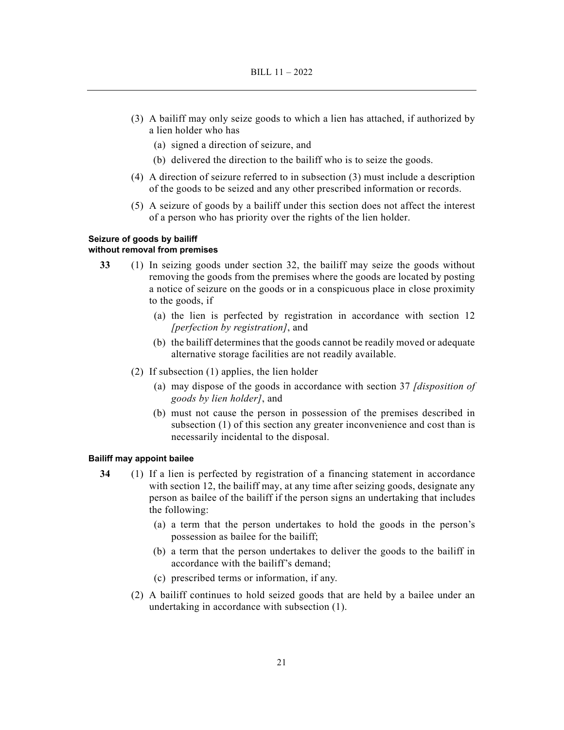(3) A bailiff may only seize goods to which a lien has attached, if authorized by a lien holder who has

   (a) signed a direction of seizure, and

   (b) delivered the direction to the bailiff who is to seize the goods.

(4) A direction of seizure referred to in subsection (3) must include a description of the goods to be seized and any other prescribed information or records.

(5) A seizure of goods by a bailiff under this section does not affect the interest of a person who has priority over the rights of the lien holder.

**Seizure of goods by bailiff without removal from premises**

**33** (1) In seizing goods under section 32, the bailiff may seize the goods without removing the goods from the premises where the goods are located by posting a notice of seizure on the goods or in a conspicuous place in close proximity to the goods, if

   (a) the lien is perfected by registration in accordance with section 12 *[perfection by registration]*, and

   (b) the bailiff determines that the goods cannot be readily moved or adequate alternative storage facilities are not readily available.

(2) If subsection (1) applies, the lien holder

   (a) may dispose of the goods in accordance with section 37 *[disposition of goods by lien holder]*, and

   (b) must not cause the person in possession of the premises described in subsection (1) of this section any greater inconvenience and cost than is necessarily incidental to the disposal.

**Bailiff may appoint bailee**

**34** (1) If a lien is perfected by registration of a financing statement in accordance with section 12, the bailiff may, at any time after seizing goods, designate any person as bailee of the bailiff if the person signs an undertaking that includes the following:

   (a) a term that the person undertakes to hold the goods in the person's possession as bailee for the bailiff;

   (b) a term that the person undertakes to deliver the goods to the bailiff in accordance with the bailiff's demand;

   (c) prescribed terms or information, if any.

(2) A bailiff continues to hold seized goods that are held by a bailee under an undertaking in accordance with subsection (1).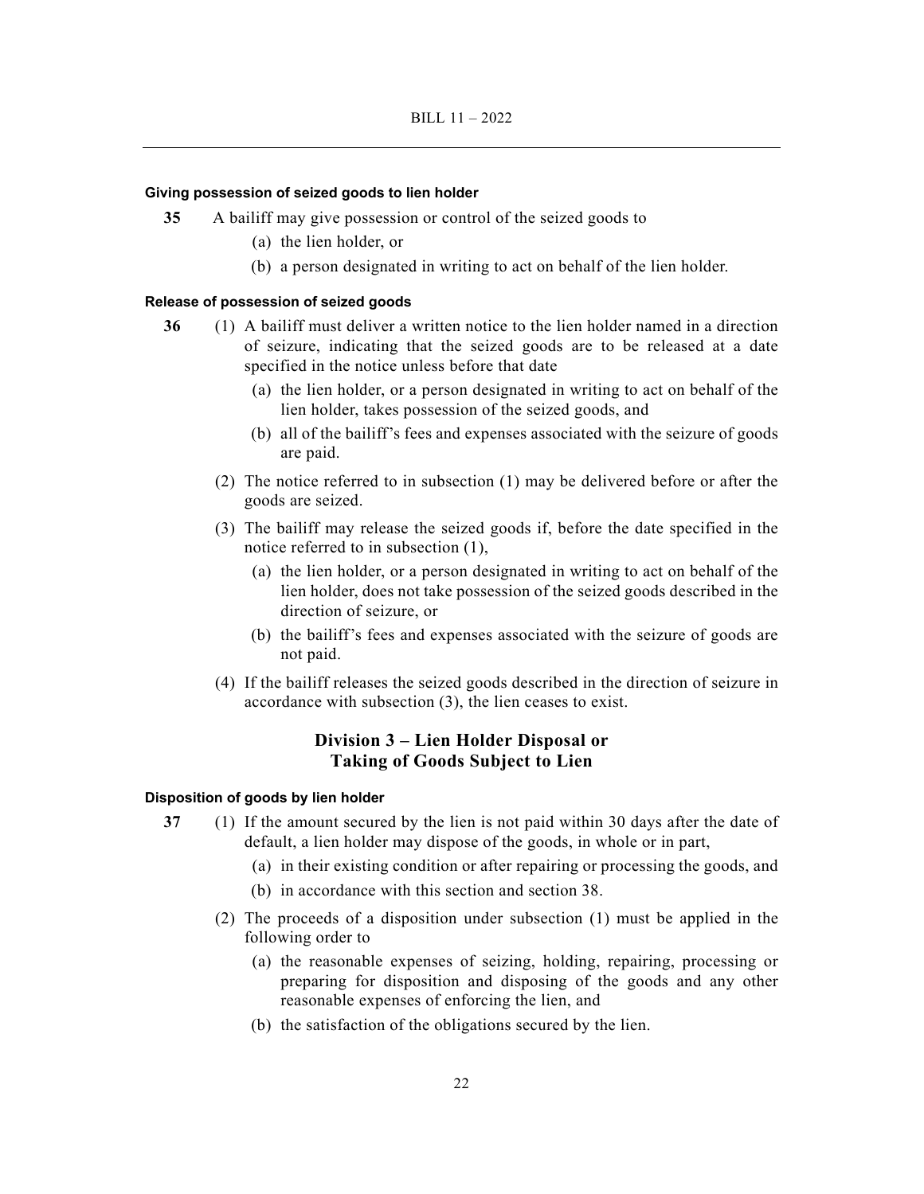**Giving possession of seized goods to lien holder**

**35** A bailiff may give possession or control of the seized goods to

(a) the lien holder, or

(b) a person designated in writing to act on behalf of the lien holder.

**Release of possession of seized goods**

**36** (1) A bailiff must deliver a written notice to the lien holder named in a direction of seizure, indicating that the seized goods are to be released at a date specified in the notice unless before that date

(a) the lien holder, or a person designated in writing to act on behalf of the lien holder, takes possession of the seized goods, and

(b) all of the bailiff's fees and expenses associated with the seizure of goods are paid.

(2) The notice referred to in subsection (1) may be delivered before or after the goods are seized.

(3) The bailiff may release the seized goods if, before the date specified in the notice referred to in subsection (1),

(a) the lien holder, or a person designated in writing to act on behalf of the lien holder, does not take possession of the seized goods described in the direction of seizure, or

(b) the bailiff's fees and expenses associated with the seizure of goods are not paid.

(4) If the bailiff releases the seized goods described in the direction of seizure in accordance with subsection (3), the lien ceases to exist.

## Division 3 – Lien Holder Disposal or Taking of Goods Subject to Lien

**Disposition of goods by lien holder**

**37** (1) If the amount secured by the lien is not paid within 30 days after the date of default, a lien holder may dispose of the goods, in whole or in part,

(a) in their existing condition or after repairing or processing the goods, and

(b) in accordance with this section and section 38.

(2) The proceeds of a disposition under subsection (1) must be applied in the following order to

(a) the reasonable expenses of seizing, holding, repairing, processing or preparing for disposition and disposing of the goods and any other reasonable expenses of enforcing the lien, and

(b) the satisfaction of the obligations secured by the lien.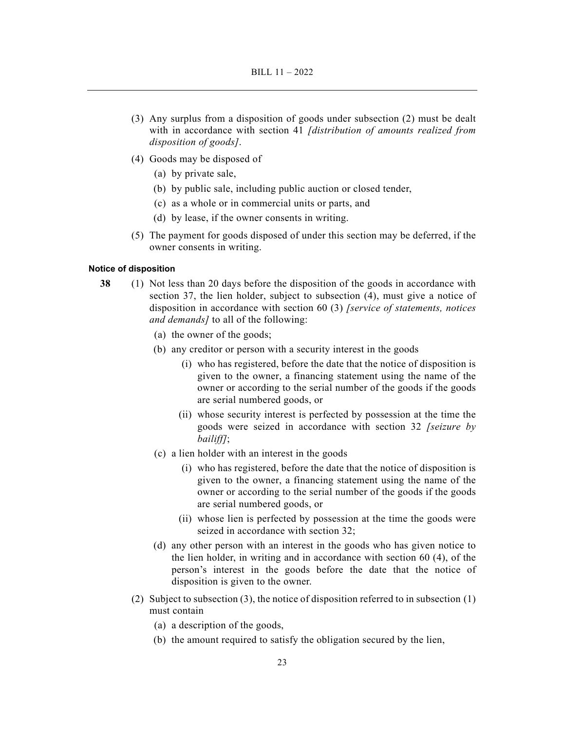(3) Any surplus from a disposition of goods under subsection (2) must be dealt with in accordance with section 41 *[distribution of amounts realized from disposition of goods]*.

(4) Goods may be disposed of

(a) by private sale,

(b) by public sale, including public auction or closed tender,

(c) as a whole or in commercial units or parts, and

(d) by lease, if the owner consents in writing.

(5) The payment for goods disposed of under this section may be deferred, if the owner consents in writing.

#### Notice of disposition

**38** (1) Not less than 20 days before the disposition of the goods in accordance with section 37, the lien holder, subject to subsection (4), must give a notice of disposition in accordance with section 60 (3) *[service of statements, notices and demands]* to all of the following:

(a) the owner of the goods;

(b) any creditor or person with a security interest in the goods

(i) who has registered, before the date that the notice of disposition is given to the owner, a financing statement using the name of the owner or according to the serial number of the goods if the goods are serial numbered goods, or

(ii) whose security interest is perfected by possession at the time the goods were seized in accordance with section 32 *[seizure by bailiff]*;

(c) a lien holder with an interest in the goods

(i) who has registered, before the date that the notice of disposition is given to the owner, a financing statement using the name of the owner or according to the serial number of the goods if the goods are serial numbered goods, or

(ii) whose lien is perfected by possession at the time the goods were seized in accordance with section 32;

(d) any other person with an interest in the goods who has given notice to the lien holder, in writing and in accordance with section 60 (4), of the person's interest in the goods before the date that the notice of disposition is given to the owner.

(2) Subject to subsection (3), the notice of disposition referred to in subsection (1) must contain

(a) a description of the goods,

(b) the amount required to satisfy the obligation secured by the lien,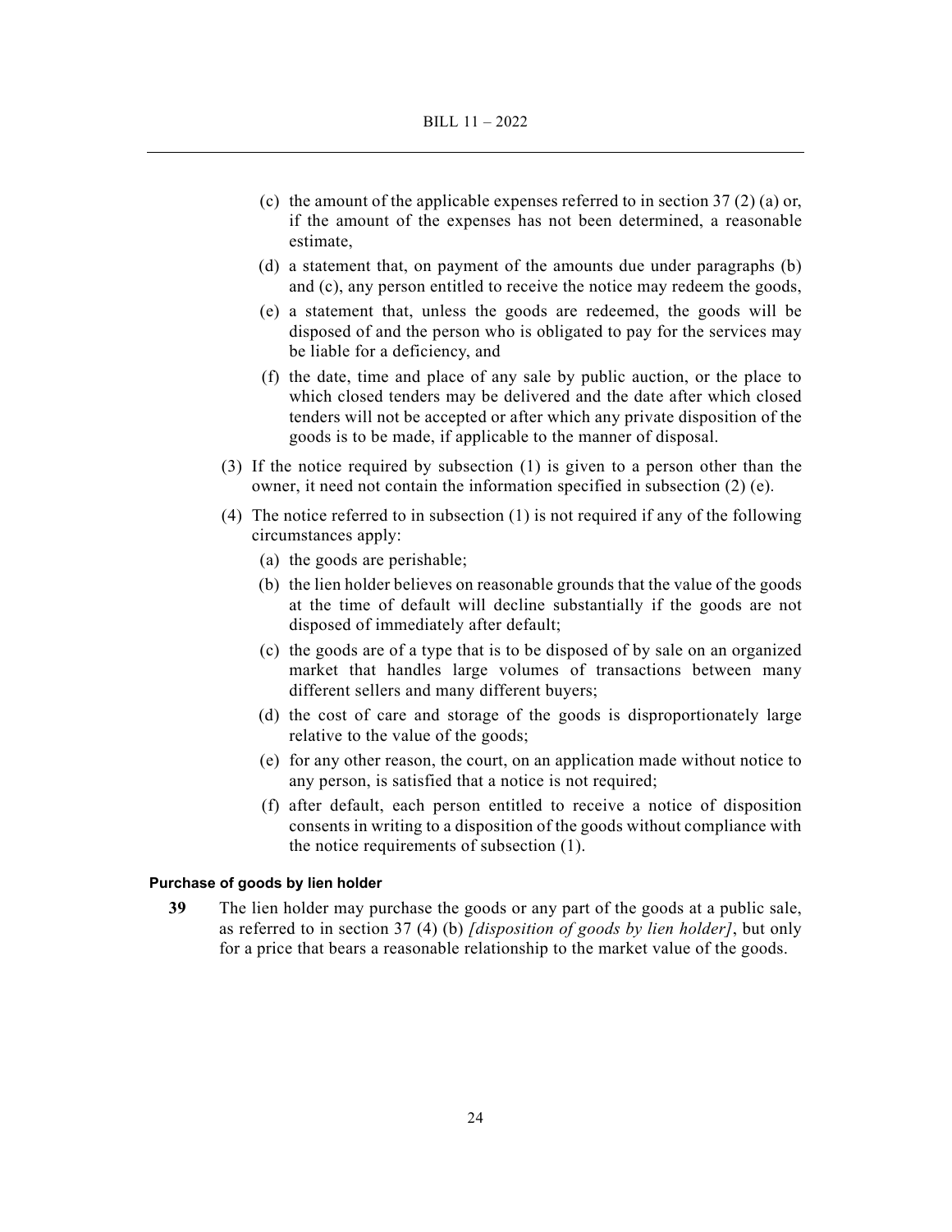(c) the amount of the applicable expenses referred to in section 37 (2) (a) or, if the amount of the expenses has not been determined, a reasonable estimate,

(d) a statement that, on payment of the amounts due under paragraphs (b) and (c), any person entitled to receive the notice may redeem the goods,

(e) a statement that, unless the goods are redeemed, the goods will be disposed of and the person who is obligated to pay for the services may be liable for a deficiency, and

(f) the date, time and place of any sale by public auction, or the place to which closed tenders may be delivered and the date after which closed tenders will not be accepted or after which any private disposition of the goods is to be made, if applicable to the manner of disposal.

(3) If the notice required by subsection (1) is given to a person other than the owner, it need not contain the information specified in subsection (2) (e).

(4) The notice referred to in subsection (1) is not required if any of the following circumstances apply:

(a) the goods are perishable;

(b) the lien holder believes on reasonable grounds that the value of the goods at the time of default will decline substantially if the goods are not disposed of immediately after default;

(c) the goods are of a type that is to be disposed of by sale on an organized market that handles large volumes of transactions between many different sellers and many different buyers;

(d) the cost of care and storage of the goods is disproportionately large relative to the value of the goods;

(e) for any other reason, the court, on an application made without notice to any person, is satisfied that a notice is not required;

(f) after default, each person entitled to receive a notice of disposition consents in writing to a disposition of the goods without compliance with the notice requirements of subsection (1).

**Purchase of goods by lien holder**

**39** The lien holder may purchase the goods or any part of the goods at a public sale, as referred to in section 37 (4) (b) *[disposition of goods by lien holder]*, but only for a price that bears a reasonable relationship to the market value of the goods.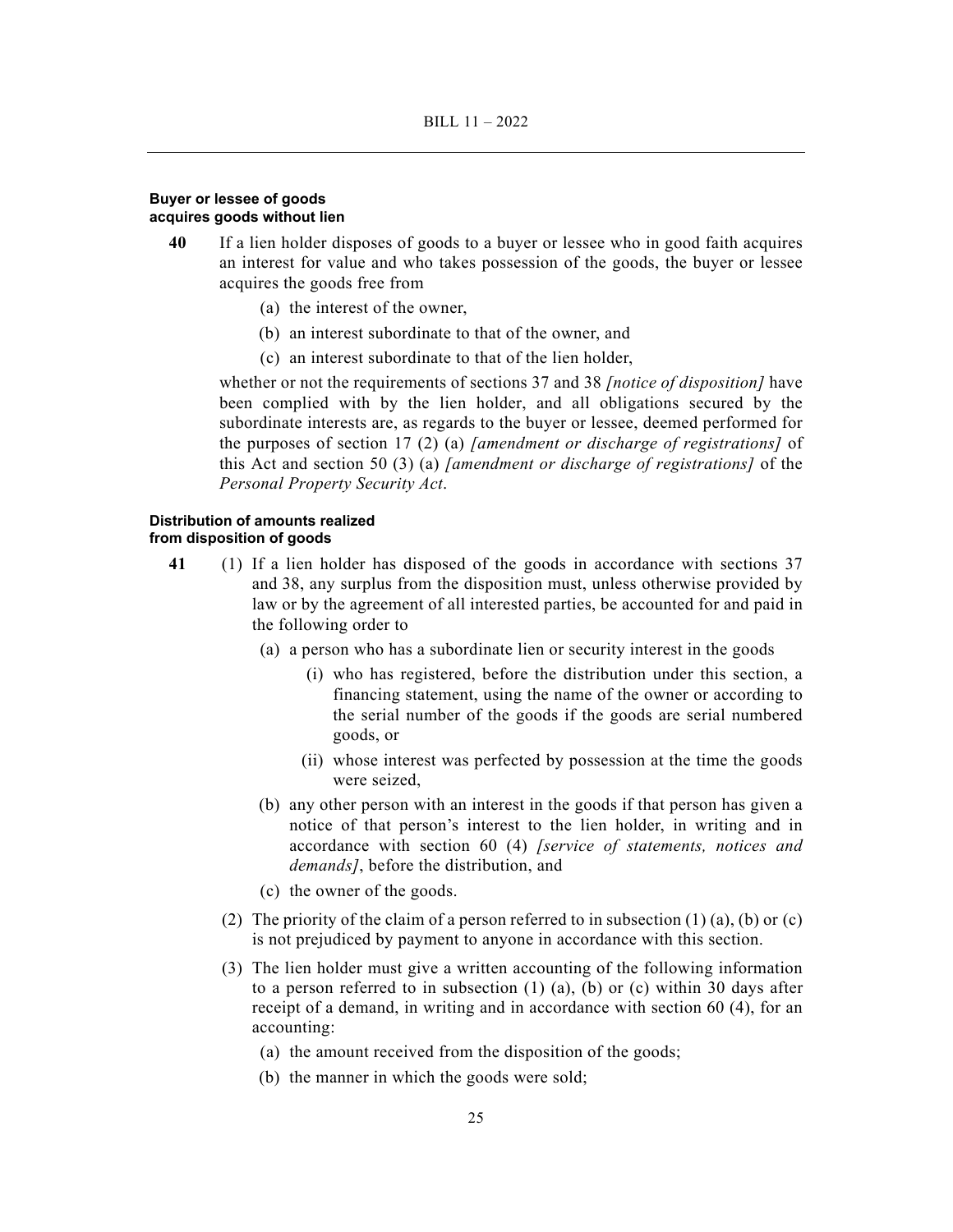**Buyer or lessee of goods acquires goods without lien**

**40** If a lien holder disposes of goods to a buyer or lessee who in good faith acquires an interest for value and who takes possession of the goods, the buyer or lessee acquires the goods free from

(a) the interest of the owner,

(b) an interest subordinate to that of the owner, and

(c) an interest subordinate to that of the lien holder,

whether or not the requirements of sections 37 and 38 *[notice of disposition]* have been complied with by the lien holder, and all obligations secured by the subordinate interests are, as regards to the buyer or lessee, deemed performed for the purposes of section 17 (2) (a) *[amendment or discharge of registrations]* of this Act and section 50 (3) (a) *[amendment or discharge of registrations]* of the *Personal Property Security Act*.

**Distribution of amounts realized from disposition of goods**

**41** (1) If a lien holder has disposed of the goods in accordance with sections 37 and 38, any surplus from the disposition must, unless otherwise provided by law or by the agreement of all interested parties, be accounted for and paid in the following order to

(a) a person who has a subordinate lien or security interest in the goods

(i) who has registered, before the distribution under this section, a financing statement, using the name of the owner or according to the serial number of the goods if the goods are serial numbered goods, or

(ii) whose interest was perfected by possession at the time the goods were seized,

(b) any other person with an interest in the goods if that person has given a notice of that person's interest to the lien holder, in writing and in accordance with section 60 (4) *[service of statements, notices and demands]*, before the distribution, and

(c) the owner of the goods.

(2) The priority of the claim of a person referred to in subsection (1) (a), (b) or (c) is not prejudiced by payment to anyone in accordance with this section.

(3) The lien holder must give a written accounting of the following information to a person referred to in subsection (1) (a), (b) or (c) within 30 days after receipt of a demand, in writing and in accordance with section 60 (4), for an accounting:

(a) the amount received from the disposition of the goods;

(b) the manner in which the goods were sold;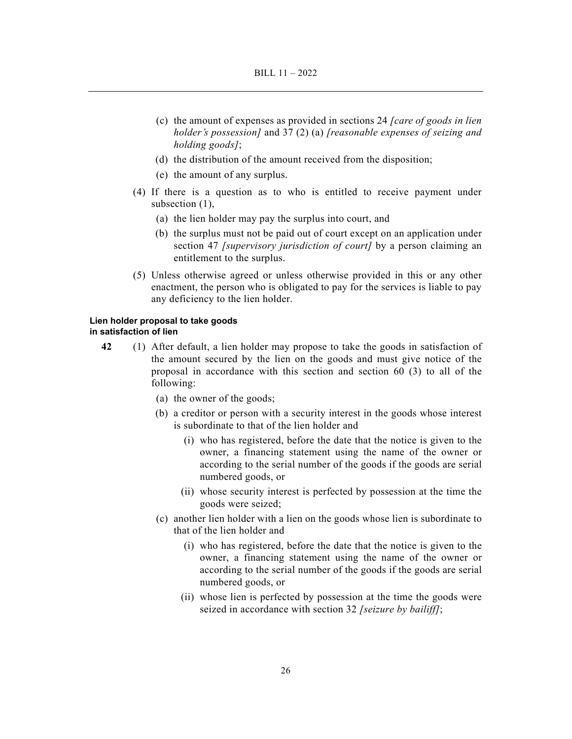(c) the amount of expenses as provided in sections 24 *[care of goods in lien holder's possession]* and 37 (2) (a) *[reasonable expenses of seizing and holding goods]*;

(d) the distribution of the amount received from the disposition;

(e) the amount of any surplus.

(4) If there is a question as to who is entitled to receive payment under subsection (1),

(a) the lien holder may pay the surplus into court, and

(b) the surplus must not be paid out of court except on an application under section 47 *[supervisory jurisdiction of court]* by a person claiming an entitlement to the surplus.

(5) Unless otherwise agreed or unless otherwise provided in this or any other enactment, the person who is obligated to pay for the services is liable to pay any deficiency to the lien holder.

**Lien holder proposal to take goods in satisfaction of lien**

**42** (1) After default, a lien holder may propose to take the goods in satisfaction of the amount secured by the lien on the goods and must give notice of the proposal in accordance with this section and section 60 (3) to all of the following:

(a) the owner of the goods;

(b) a creditor or person with a security interest in the goods whose interest is subordinate to that of the lien holder and

(i) who has registered, before the date that the notice is given to the owner, a financing statement using the name of the owner or according to the serial number of the goods if the goods are serial numbered goods, or

(ii) whose security interest is perfected by possession at the time the goods were seized;

(c) another lien holder with a lien on the goods whose lien is subordinate to that of the lien holder and

(i) who has registered, before the date that the notice is given to the owner, a financing statement using the name of the owner or according to the serial number of the goods if the goods are serial numbered goods, or

(ii) whose lien is perfected by possession at the time the goods were seized in accordance with section 32 *[seizure by bailiff]*;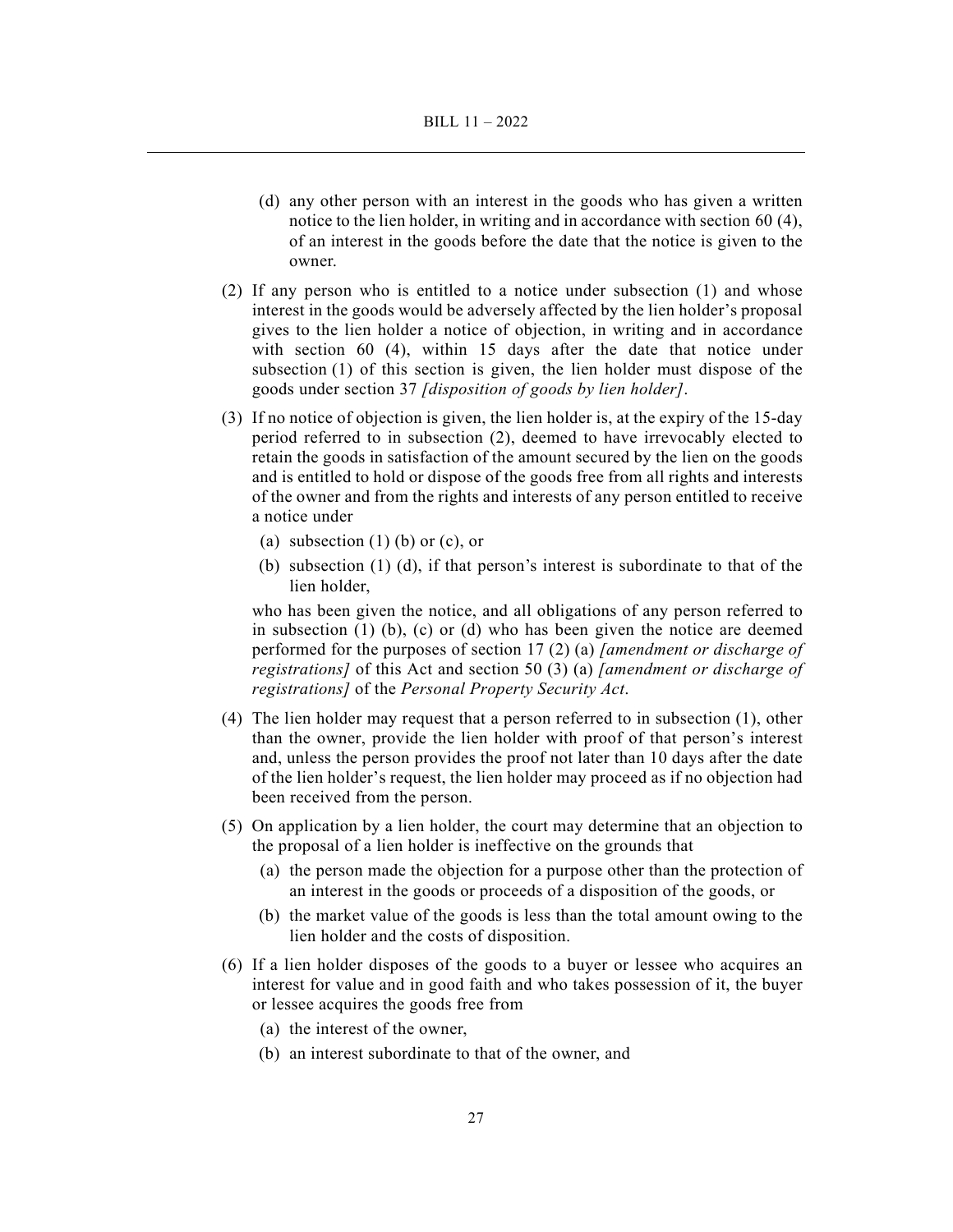(d) any other person with an interest in the goods who has given a written notice to the lien holder, in writing and in accordance with section 60 (4), of an interest in the goods before the date that the notice is given to the owner.

(2) If any person who is entitled to a notice under subsection (1) and whose interest in the goods would be adversely affected by the lien holder's proposal gives to the lien holder a notice of objection, in writing and in accordance with section 60 (4), within 15 days after the date that notice under subsection (1) of this section is given, the lien holder must dispose of the goods under section 37 *[disposition of goods by lien holder]*.

(3) If no notice of objection is given, the lien holder is, at the expiry of the 15-day period referred to in subsection (2), deemed to have irrevocably elected to retain the goods in satisfaction of the amount secured by the lien on the goods and is entitled to hold or dispose of the goods free from all rights and interests of the owner and from the rights and interests of any person entitled to receive a notice under

  (a) subsection (1) (b) or (c), or

  (b) subsection (1) (d), if that person's interest is subordinate to that of the lien holder,

who has been given the notice, and all obligations of any person referred to in subsection (1) (b), (c) or (d) who has been given the notice are deemed performed for the purposes of section 17 (2) (a) *[amendment or discharge of registrations]* of this Act and section 50 (3) (a) *[amendment or discharge of registrations]* of the *Personal Property Security Act*.

(4) The lien holder may request that a person referred to in subsection (1), other than the owner, provide the lien holder with proof of that person's interest and, unless the person provides the proof not later than 10 days after the date of the lien holder's request, the lien holder may proceed as if no objection had been received from the person.

(5) On application by a lien holder, the court may determine that an objection to the proposal of a lien holder is ineffective on the grounds that

  (a) the person made the objection for a purpose other than the protection of an interest in the goods or proceeds of a disposition of the goods, or

  (b) the market value of the goods is less than the total amount owing to the lien holder and the costs of disposition.

(6) If a lien holder disposes of the goods to a buyer or lessee who acquires an interest for value and in good faith and who takes possession of it, the buyer or lessee acquires the goods free from

  (a) the interest of the owner,

  (b) an interest subordinate to that of the owner, and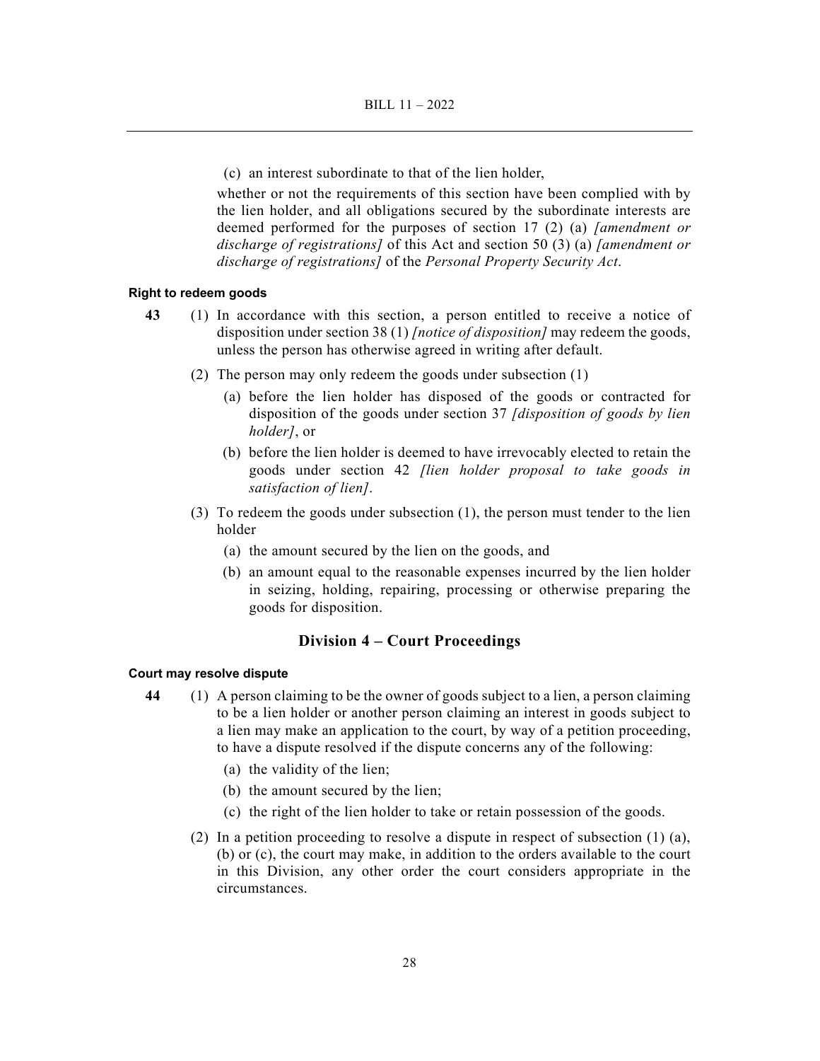(c) an interest subordinate to that of the lien holder,

whether or not the requirements of this section have been complied with by the lien holder, and all obligations secured by the subordinate interests are deemed performed for the purposes of section 17 (2) (a) *[amendment or discharge of registrations]* of this Act and section 50 (3) (a) *[amendment or discharge of registrations]* of the *Personal Property Security Act*.

#### Right to redeem goods

**43** (1) In accordance with this section, a person entitled to receive a notice of disposition under section 38 (1) *[notice of disposition]* may redeem the goods, unless the person has otherwise agreed in writing after default.

(2) The person may only redeem the goods under subsection (1)

(a) before the lien holder has disposed of the goods or contracted for disposition of the goods under section 37 *[disposition of goods by lien holder]*, or

(b) before the lien holder is deemed to have irrevocably elected to retain the goods under section 42 *[lien holder proposal to take goods in satisfaction of lien]*.

(3) To redeem the goods under subsection (1), the person must tender to the lien holder

(a) the amount secured by the lien on the goods, and

(b) an amount equal to the reasonable expenses incurred by the lien holder in seizing, holding, repairing, processing or otherwise preparing the goods for disposition.

## Division 4 – Court Proceedings

#### Court may resolve dispute

**44** (1) A person claiming to be the owner of goods subject to a lien, a person claiming to be a lien holder or another person claiming an interest in goods subject to a lien may make an application to the court, by way of a petition proceeding, to have a dispute resolved if the dispute concerns any of the following:

(a) the validity of the lien;

(b) the amount secured by the lien;

(c) the right of the lien holder to take or retain possession of the goods.

(2) In a petition proceeding to resolve a dispute in respect of subsection (1) (a), (b) or (c), the court may make, in addition to the orders available to the court in this Division, any other order the court considers appropriate in the circumstances.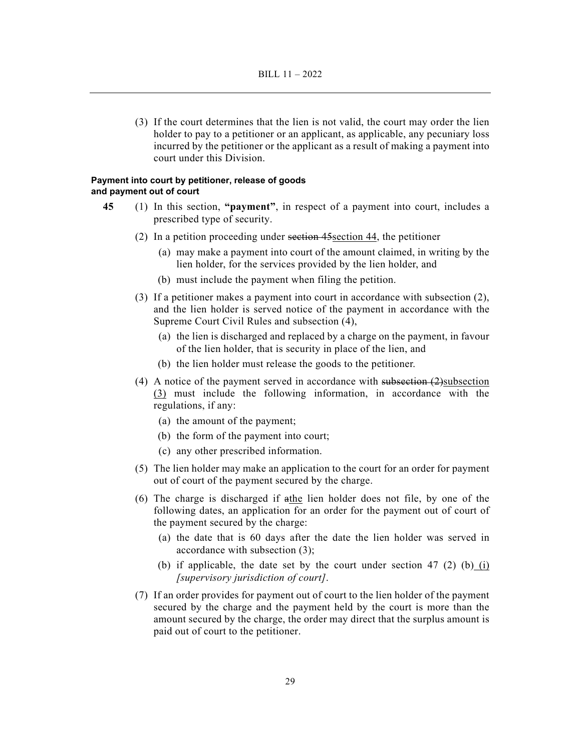(3) If the court determines that the lien is not valid, the court may order the lien holder to pay to a petitioner or an applicant, as applicable, any pecuniary loss incurred by the petitioner or the applicant as a result of making a payment into court under this Division.

**Payment into court by petitioner, release of goods and payment out of court**

**45** (1) In this section, **"payment"**, in respect of a payment into court, includes a prescribed type of security.

(2) In a petition proceeding under ~~section 45~~<u>section 44</u>, the petitioner

(a) may make a payment into court of the amount claimed, in writing by the lien holder, for the services provided by the lien holder, and

(b) must include the payment when filing the petition.

(3) If a petitioner makes a payment into court in accordance with subsection (2), and the lien holder is served notice of the payment in accordance with the Supreme Court Civil Rules and subsection (4),

(a) the lien is discharged and replaced by a charge on the payment, in favour of the lien holder, that is security in place of the lien, and

(b) the lien holder must release the goods to the petitioner.

(4) A notice of the payment served in accordance with ~~subsection (2)~~<u>subsection (3)</u> must include the following information, in accordance with the regulations, if any:

(a) the amount of the payment;

(b) the form of the payment into court;

(c) any other prescribed information.

(5) The lien holder may make an application to the court for an order for payment out of court of the payment secured by the charge.

(6) The charge is discharged if ~~a~~<u>the</u> lien holder does not file, by one of the following dates, an application for an order for the payment out of court of the payment secured by the charge:

(a) the date that is 60 days after the date the lien holder was served in accordance with subsection (3);

(b) if applicable, the date set by the court under section 47 (2) (b)<u> (i)</u> *[supervisory jurisdiction of court]*.

(7) If an order provides for payment out of court to the lien holder of the payment secured by the charge and the payment held by the court is more than the amount secured by the charge, the order may direct that the surplus amount is paid out of court to the petitioner.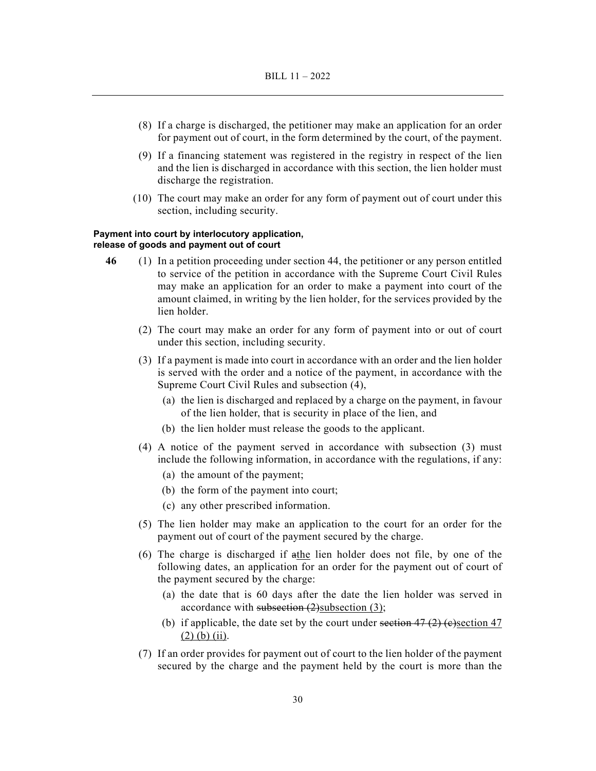(8) If a charge is discharged, the petitioner may make an application for an order for payment out of court, in the form determined by the court, of the payment.

(9) If a financing statement was registered in the registry in respect of the lien and the lien is discharged in accordance with this section, the lien holder must discharge the registration.

(10) The court may make an order for any form of payment out of court under this section, including security.

**Payment into court by interlocutory application, release of goods and payment out of court**

**46** (1) In a petition proceeding under section 44, the petitioner or any person entitled to service of the petition in accordance with the Supreme Court Civil Rules may make an application for an order to make a payment into court of the amount claimed, in writing by the lien holder, for the services provided by the lien holder.

(2) The court may make an order for any form of payment into or out of court under this section, including security.

(3) If a payment is made into court in accordance with an order and the lien holder is served with the order and a notice of the payment, in accordance with the Supreme Court Civil Rules and subsection (4),

(a) the lien is discharged and replaced by a charge on the payment, in favour of the lien holder, that is security in place of the lien, and

(b) the lien holder must release the goods to the applicant.

(4) A notice of the payment served in accordance with subsection (3) must include the following information, in accordance with the regulations, if any:

(a) the amount of the payment;

(b) the form of the payment into court;

(c) any other prescribed information.

(5) The lien holder may make an application to the court for an order for the payment out of court of the payment secured by the charge.

(6) The charge is discharged if ~~a~~<u>the</u> lien holder does not file, by one of the following dates, an application for an order for the payment out of court of the payment secured by the charge:

(a) the date that is 60 days after the date the lien holder was served in accordance with ~~subsection (2)~~<u>subsection (3)</u>;

(b) if applicable, the date set by the court under ~~section 47 (2) (c)~~<u>section 47 (2) (b) (ii)</u>.

(7) If an order provides for payment out of court to the lien holder of the payment secured by the charge and the payment held by the court is more than the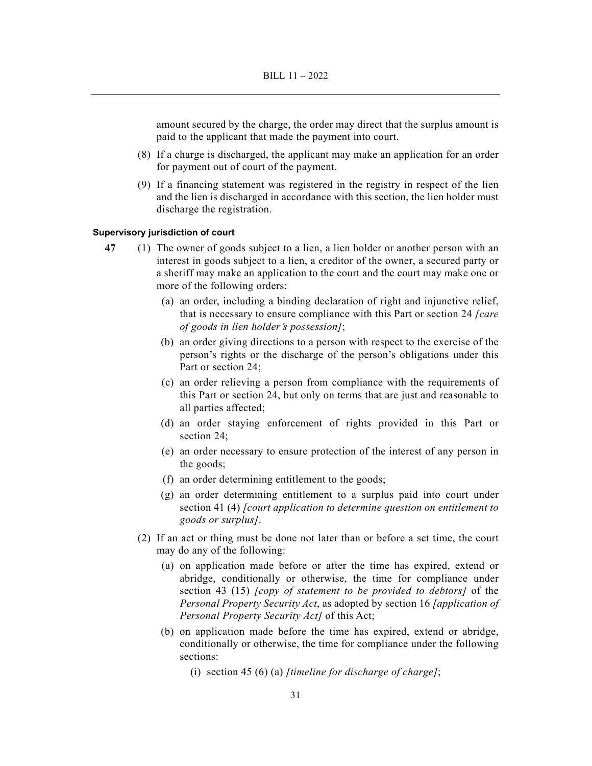amount secured by the charge, the order may direct that the surplus amount is paid to the applicant that made the payment into court.

(8) If a charge is discharged, the applicant may make an application for an order for payment out of court of the payment.

(9) If a financing statement was registered in the registry in respect of the lien and the lien is discharged in accordance with this section, the lien holder must discharge the registration.

#### Supervisory jurisdiction of court

**47** (1) The owner of goods subject to a lien, a lien holder or another person with an interest in goods subject to a lien, a creditor of the owner, a secured party or a sheriff may make an application to the court and the court may make one or more of the following orders:

  (a) an order, including a binding declaration of right and injunctive relief, that is necessary to ensure compliance with this Part or section 24 *[care of goods in lien holder's possession]*;

  (b) an order giving directions to a person with respect to the exercise of the person's rights or the discharge of the person's obligations under this Part or section 24;

  (c) an order relieving a person from compliance with the requirements of this Part or section 24, but only on terms that are just and reasonable to all parties affected;

  (d) an order staying enforcement of rights provided in this Part or section 24;

  (e) an order necessary to ensure protection of the interest of any person in the goods;

  (f) an order determining entitlement to the goods;

  (g) an order determining entitlement to a surplus paid into court under section 41 (4) *[court application to determine question on entitlement to goods or surplus]*.

(2) If an act or thing must be done not later than or before a set time, the court may do any of the following:

  (a) on application made before or after the time has expired, extend or abridge, conditionally or otherwise, the time for compliance under section 43 (15) *[copy of statement to be provided to debtors]* of the *Personal Property Security Act*, as adopted by section 16 *[application of Personal Property Security Act]* of this Act;

  (b) on application made before the time has expired, extend or abridge, conditionally or otherwise, the time for compliance under the following sections:

    (i) section 45 (6) (a) *[timeline for discharge of charge]*;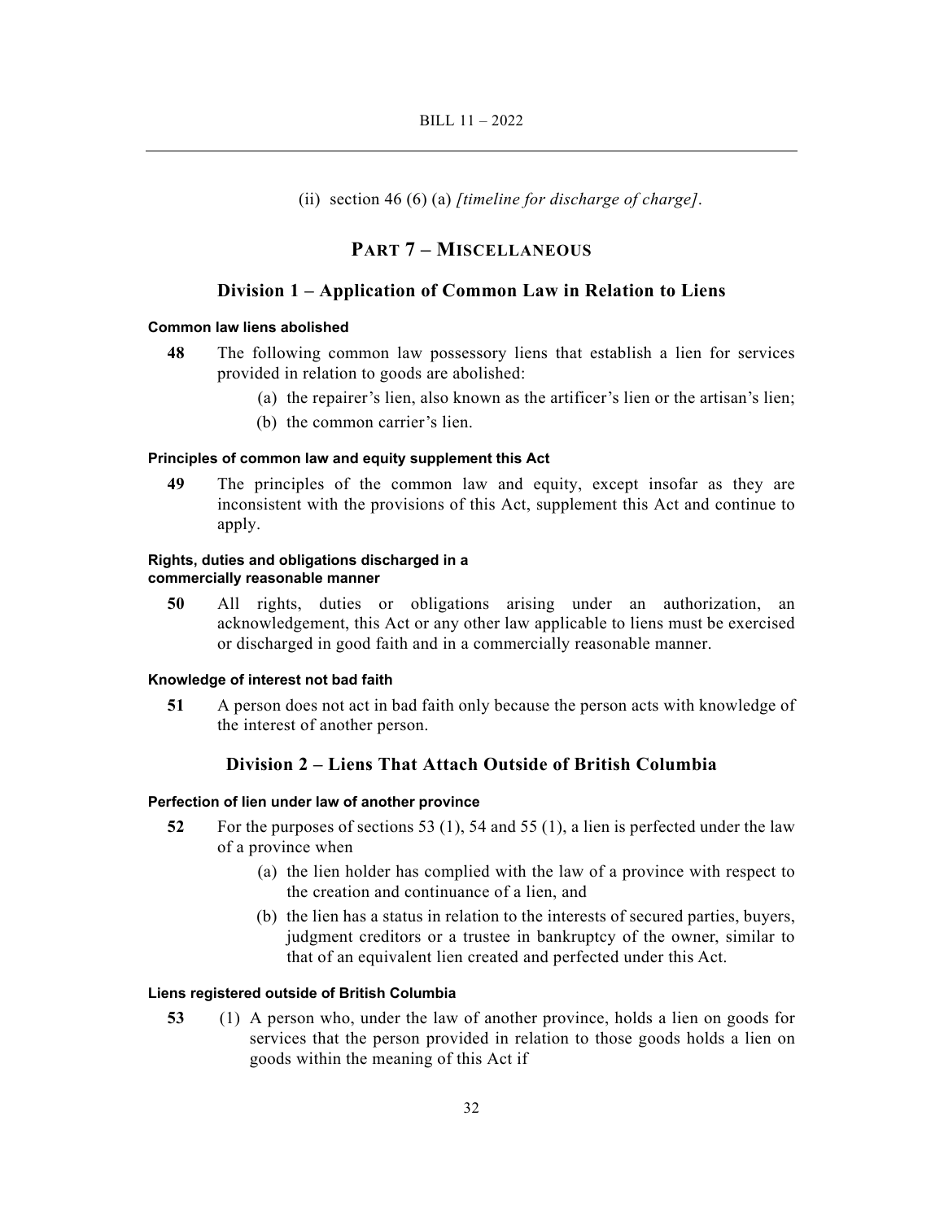(ii) section 46 (6) (a) *[timeline for discharge of charge]*.

## PART 7 – MISCELLANEOUS

### Division 1 – Application of Common Law in Relation to Liens

**Common law liens abolished**

**48** The following common law possessory liens that establish a lien for services provided in relation to goods are abolished:

(a) the repairer's lien, also known as the artificer's lien or the artisan's lien;

(b) the common carrier's lien.

**Principles of common law and equity supplement this Act**

**49** The principles of the common law and equity, except insofar as they are inconsistent with the provisions of this Act, supplement this Act and continue to apply.

**Rights, duties and obligations discharged in a commercially reasonable manner**

**50** All rights, duties or obligations arising under an authorization, an acknowledgement, this Act or any other law applicable to liens must be exercised or discharged in good faith and in a commercially reasonable manner.

**Knowledge of interest not bad faith**

**51** A person does not act in bad faith only because the person acts with knowledge of the interest of another person.

### Division 2 – Liens That Attach Outside of British Columbia

**Perfection of lien under law of another province**

**52** For the purposes of sections 53 (1), 54 and 55 (1), a lien is perfected under the law of a province when

(a) the lien holder has complied with the law of a province with respect to the creation and continuance of a lien, and

(b) the lien has a status in relation to the interests of secured parties, buyers, judgment creditors or a trustee in bankruptcy of the owner, similar to that of an equivalent lien created and perfected under this Act.

**Liens registered outside of British Columbia**

**53** (1) A person who, under the law of another province, holds a lien on goods for services that the person provided in relation to those goods holds a lien on goods within the meaning of this Act if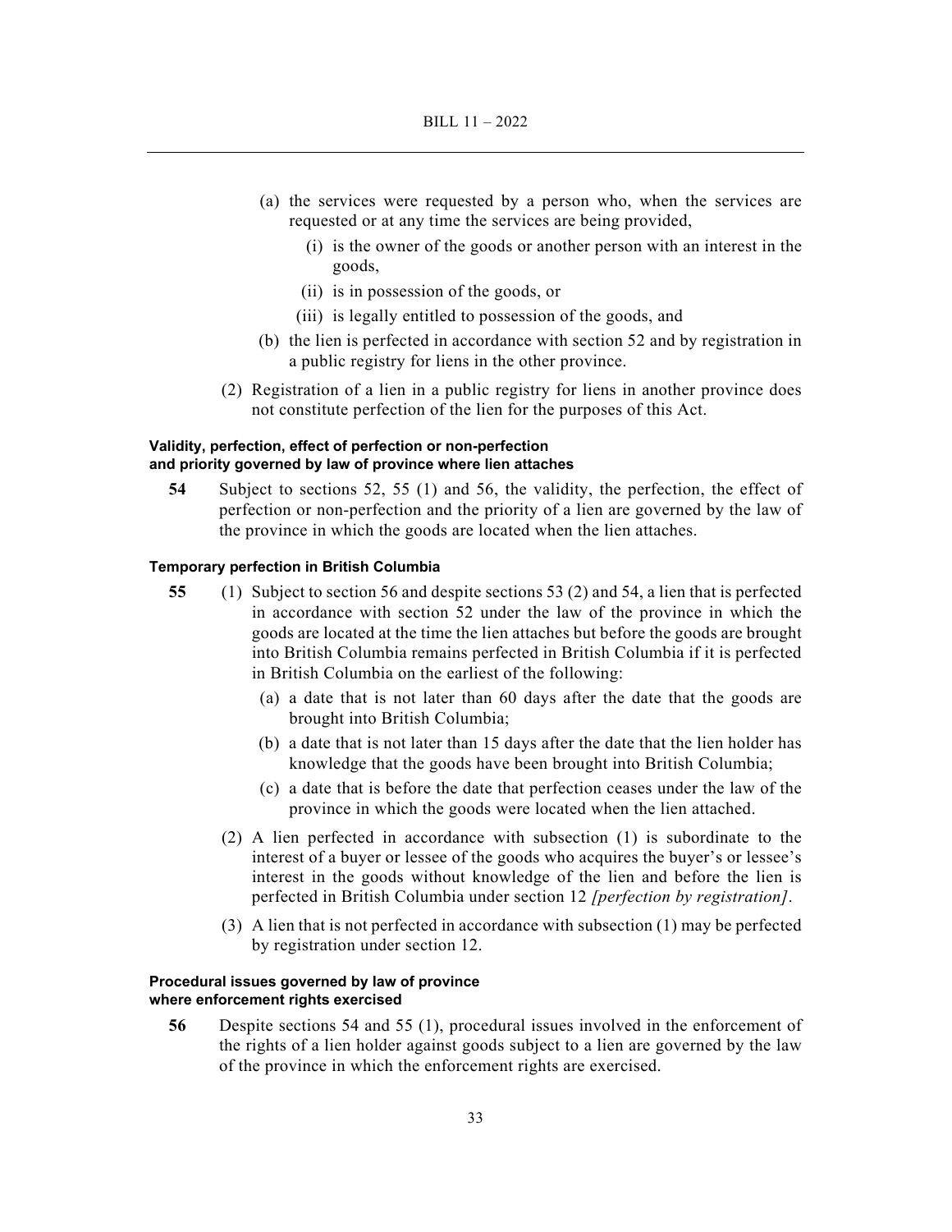(a) the services were requested by a person who, when the services are requested or at any time the services are being provided,

   (i) is the owner of the goods or another person with an interest in the goods,

   (ii) is in possession of the goods, or

   (iii) is legally entitled to possession of the goods, and

(b) the lien is perfected in accordance with section 52 and by registration in a public registry for liens in the other province.

(2) Registration of a lien in a public registry for liens in another province does not constitute perfection of the lien for the purposes of this Act.

#### Validity, perfection, effect of perfection or non-perfection and priority governed by law of province where lien attaches

**54** Subject to sections 52, 55 (1) and 56, the validity, the perfection, the effect of perfection or non-perfection and the priority of a lien are governed by the law of the province in which the goods are located when the lien attaches.

#### Temporary perfection in British Columbia

**55** (1) Subject to section 56 and despite sections 53 (2) and 54, a lien that is perfected in accordance with section 52 under the law of the province in which the goods are located at the time the lien attaches but before the goods are brought into British Columbia remains perfected in British Columbia if it is perfected in British Columbia on the earliest of the following:

   (a) a date that is not later than 60 days after the date that the goods are brought into British Columbia;

   (b) a date that is not later than 15 days after the date that the lien holder has knowledge that the goods have been brought into British Columbia;

   (c) a date that is before the date that perfection ceases under the law of the province in which the goods were located when the lien attached.

(2) A lien perfected in accordance with subsection (1) is subordinate to the interest of a buyer or lessee of the goods who acquires the buyer's or lessee's interest in the goods without knowledge of the lien and before the lien is perfected in British Columbia under section 12 *[perfection by registration]*.

(3) A lien that is not perfected in accordance with subsection (1) may be perfected by registration under section 12.

#### Procedural issues governed by law of province where enforcement rights exercised

**56** Despite sections 54 and 55 (1), procedural issues involved in the enforcement of the rights of a lien holder against goods subject to a lien are governed by the law of the province in which the enforcement rights are exercised.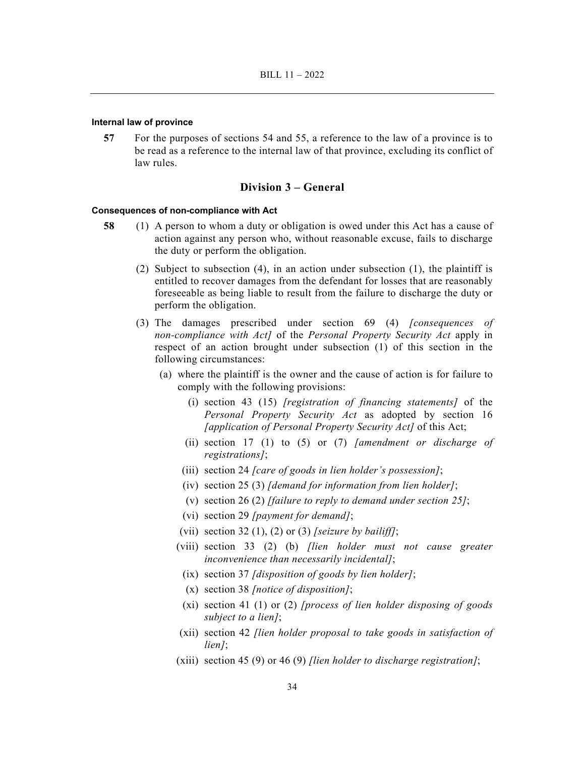#### Internal law of province

**57** For the purposes of sections 54 and 55, a reference to the law of a province is to be read as a reference to the internal law of that province, excluding its conflict of law rules.

## Division 3 – General

#### Consequences of non-compliance with Act

**58** (1) A person to whom a duty or obligation is owed under this Act has a cause of action against any person who, without reasonable excuse, fails to discharge the duty or perform the obligation.

(2) Subject to subsection (4), in an action under subsection (1), the plaintiff is entitled to recover damages from the defendant for losses that are reasonably foreseeable as being liable to result from the failure to discharge the duty or perform the obligation.

(3) The damages prescribed under section 69 (4) *[consequences of non-compliance with Act]* of the *Personal Property Security Act* apply in respect of an action brought under subsection (1) of this section in the following circumstances:

(a) where the plaintiff is the owner and the cause of action is for failure to comply with the following provisions:

(i) section 43 (15) *[registration of financing statements]* of the *Personal Property Security Act* as adopted by section 16 *[application of Personal Property Security Act]* of this Act;

(ii) section 17 (1) to (5) or (7) *[amendment or discharge of registrations]*;

(iii) section 24 *[care of goods in lien holder's possession]*;

(iv) section 25 (3) *[demand for information from lien holder]*;

(v) section 26 (2) *[failure to reply to demand under section 25]*;

(vi) section 29 *[payment for demand]*;

(vii) section 32 (1), (2) or (3) *[seizure by bailiff]*;

(viii) section 33 (2) (b) *[lien holder must not cause greater inconvenience than necessarily incidental]*;

(ix) section 37 *[disposition of goods by lien holder]*;

(x) section 38 *[notice of disposition]*;

(xi) section 41 (1) or (2) *[process of lien holder disposing of goods subject to a lien]*;

(xii) section 42 *[lien holder proposal to take goods in satisfaction of lien]*;

(xiii) section 45 (9) or 46 (9) *[lien holder to discharge registration]*;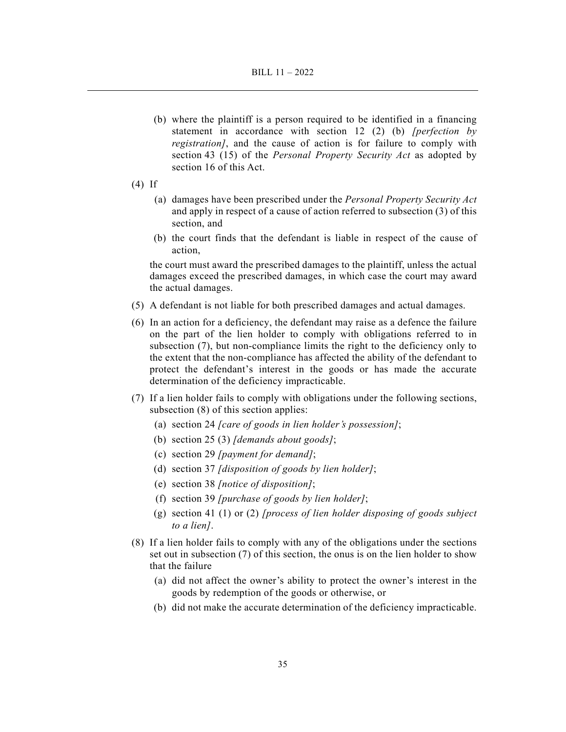(b) where the plaintiff is a person required to be identified in a financing statement in accordance with section 12 (2) (b) *[perfection by registration]*, and the cause of action is for failure to comply with section 43 (15) of the *Personal Property Security Act* as adopted by section 16 of this Act.

(4) If

(a) damages have been prescribed under the *Personal Property Security Act* and apply in respect of a cause of action referred to subsection (3) of this section, and

(b) the court finds that the defendant is liable in respect of the cause of action,

the court must award the prescribed damages to the plaintiff, unless the actual damages exceed the prescribed damages, in which case the court may award the actual damages.

(5) A defendant is not liable for both prescribed damages and actual damages.

(6) In an action for a deficiency, the defendant may raise as a defence the failure on the part of the lien holder to comply with obligations referred to in subsection (7), but non-compliance limits the right to the deficiency only to the extent that the non-compliance has affected the ability of the defendant to protect the defendant's interest in the goods or has made the accurate determination of the deficiency impracticable.

(7) If a lien holder fails to comply with obligations under the following sections, subsection (8) of this section applies:

(a) section 24 *[care of goods in lien holder's possession]*;

(b) section 25 (3) *[demands about goods]*;

(c) section 29 *[payment for demand]*;

(d) section 37 *[disposition of goods by lien holder]*;

(e) section 38 *[notice of disposition]*;

(f) section 39 *[purchase of goods by lien holder]*;

(g) section 41 (1) or (2) *[process of lien holder disposing of goods subject to a lien]*.

(8) If a lien holder fails to comply with any of the obligations under the sections set out in subsection (7) of this section, the onus is on the lien holder to show that the failure

(a) did not affect the owner's ability to protect the owner's interest in the goods by redemption of the goods or otherwise, or

(b) did not make the accurate determination of the deficiency impracticable.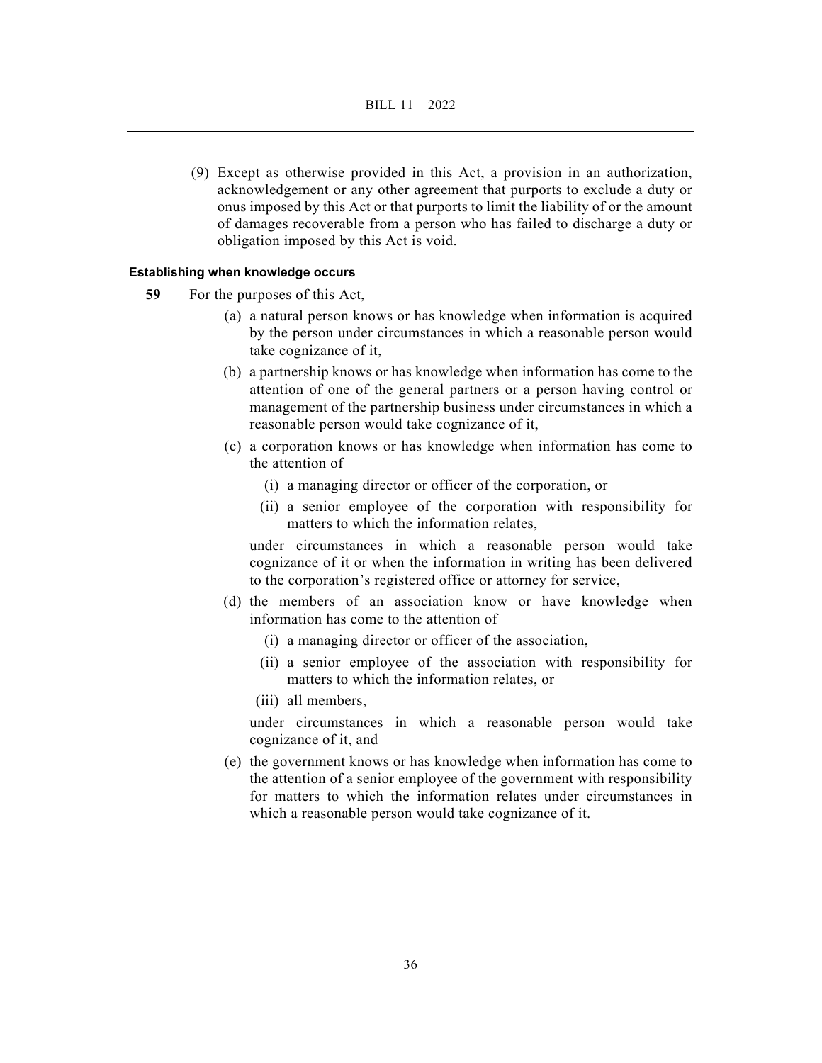(9) Except as otherwise provided in this Act, a provision in an authorization, acknowledgement or any other agreement that purports to exclude a duty or onus imposed by this Act or that purports to limit the liability of or the amount of damages recoverable from a person who has failed to discharge a duty or obligation imposed by this Act is void.

**Establishing when knowledge occurs**

**59** For the purposes of this Act,

(a) a natural person knows or has knowledge when information is acquired by the person under circumstances in which a reasonable person would take cognizance of it,

(b) a partnership knows or has knowledge when information has come to the attention of one of the general partners or a person having control or management of the partnership business under circumstances in which a reasonable person would take cognizance of it,

(c) a corporation knows or has knowledge when information has come to the attention of

(i) a managing director or officer of the corporation, or

(ii) a senior employee of the corporation with responsibility for matters to which the information relates,

under circumstances in which a reasonable person would take cognizance of it or when the information in writing has been delivered to the corporation's registered office or attorney for service,

(d) the members of an association know or have knowledge when information has come to the attention of

(i) a managing director or officer of the association,

(ii) a senior employee of the association with responsibility for matters to which the information relates, or

(iii) all members,

under circumstances in which a reasonable person would take cognizance of it, and

(e) the government knows or has knowledge when information has come to the attention of a senior employee of the government with responsibility for matters to which the information relates under circumstances in which a reasonable person would take cognizance of it.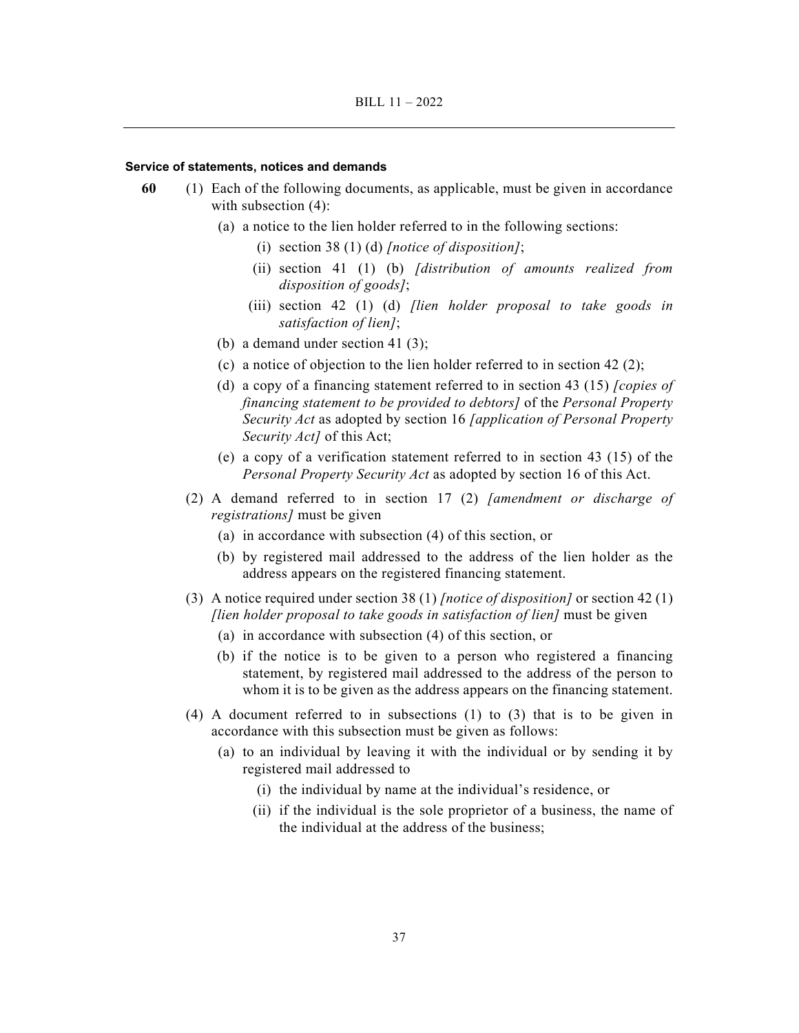#### Service of statements, notices and demands

**60** (1) Each of the following documents, as applicable, must be given in accordance with subsection (4):

- (a) a notice to the lien holder referred to in the following sections:
  - (i) section 38 (1) (d) *[notice of disposition]*;
  - (ii) section 41 (1) (b) *[distribution of amounts realized from disposition of goods]*;
  - (iii) section 42 (1) (d) *[lien holder proposal to take goods in satisfaction of lien]*;
- (b) a demand under section 41 (3);
- (c) a notice of objection to the lien holder referred to in section 42 (2);
- (d) a copy of a financing statement referred to in section 43 (15) *[copies of financing statement to be provided to debtors]* of the *Personal Property Security Act* as adopted by section 16 *[application of Personal Property Security Act]* of this Act;
- (e) a copy of a verification statement referred to in section 43 (15) of the *Personal Property Security Act* as adopted by section 16 of this Act.

(2) A demand referred to in section 17 (2) *[amendment or discharge of registrations]* must be given

- (a) in accordance with subsection (4) of this section, or
- (b) by registered mail addressed to the address of the lien holder as the address appears on the registered financing statement.

(3) A notice required under section 38 (1) *[notice of disposition]* or section 42 (1) *[lien holder proposal to take goods in satisfaction of lien]* must be given

- (a) in accordance with subsection (4) of this section, or
- (b) if the notice is to be given to a person who registered a financing statement, by registered mail addressed to the address of the person to whom it is to be given as the address appears on the financing statement.

(4) A document referred to in subsections (1) to (3) that is to be given in accordance with this subsection must be given as follows:

- (a) to an individual by leaving it with the individual or by sending it by registered mail addressed to
  - (i) the individual by name at the individual's residence, or
  - (ii) if the individual is the sole proprietor of a business, the name of the individual at the address of the business;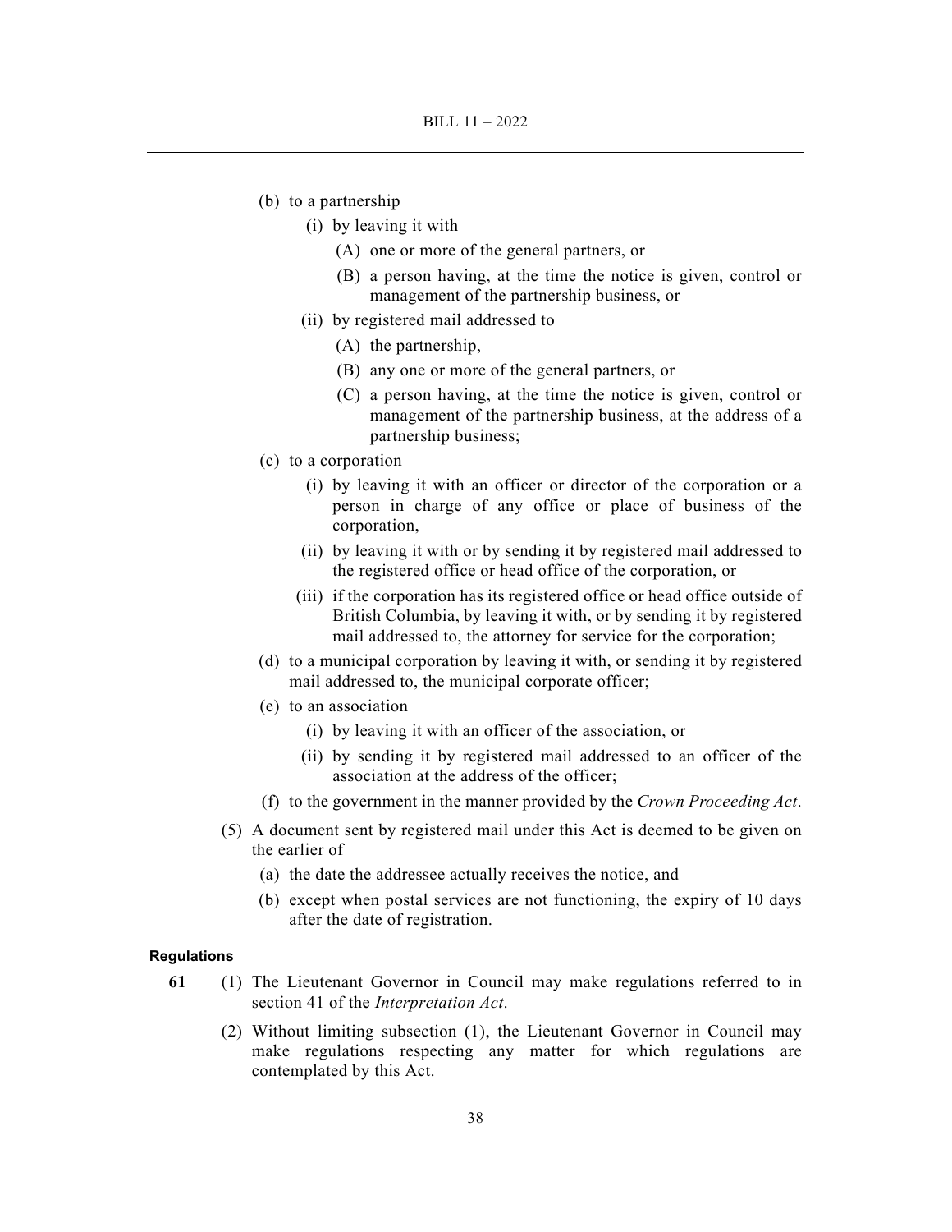- (b) to a partnership
  - (i) by leaving it with
    - (A) one or more of the general partners, or
    - (B) a person having, at the time the notice is given, control or management of the partnership business, or
  - (ii) by registered mail addressed to
    - (A) the partnership,
    - (B) any one or more of the general partners, or
    - (C) a person having, at the time the notice is given, control or management of the partnership business, at the address of a partnership business;
- (c) to a corporation
  - (i) by leaving it with an officer or director of the corporation or a person in charge of any office or place of business of the corporation,
  - (ii) by leaving it with or by sending it by registered mail addressed to the registered office or head office of the corporation, or
  - (iii) if the corporation has its registered office or head office outside of British Columbia, by leaving it with, or by sending it by registered mail addressed to, the attorney for service for the corporation;
- (d) to a municipal corporation by leaving it with, or sending it by registered mail addressed to, the municipal corporate officer;
- (e) to an association
  - (i) by leaving it with an officer of the association, or
  - (ii) by sending it by registered mail addressed to an officer of the association at the address of the officer;
- (f) to the government in the manner provided by the *Crown Proceeding Act*.

(5) A document sent by registered mail under this Act is deemed to be given on the earlier of

- (a) the date the addressee actually receives the notice, and
- (b) except when postal services are not functioning, the expiry of 10 days after the date of registration.

#### Regulations

**61** (1) The Lieutenant Governor in Council may make regulations referred to in section 41 of the *Interpretation Act*.

(2) Without limiting subsection (1), the Lieutenant Governor in Council may make regulations respecting any matter for which regulations are contemplated by this Act.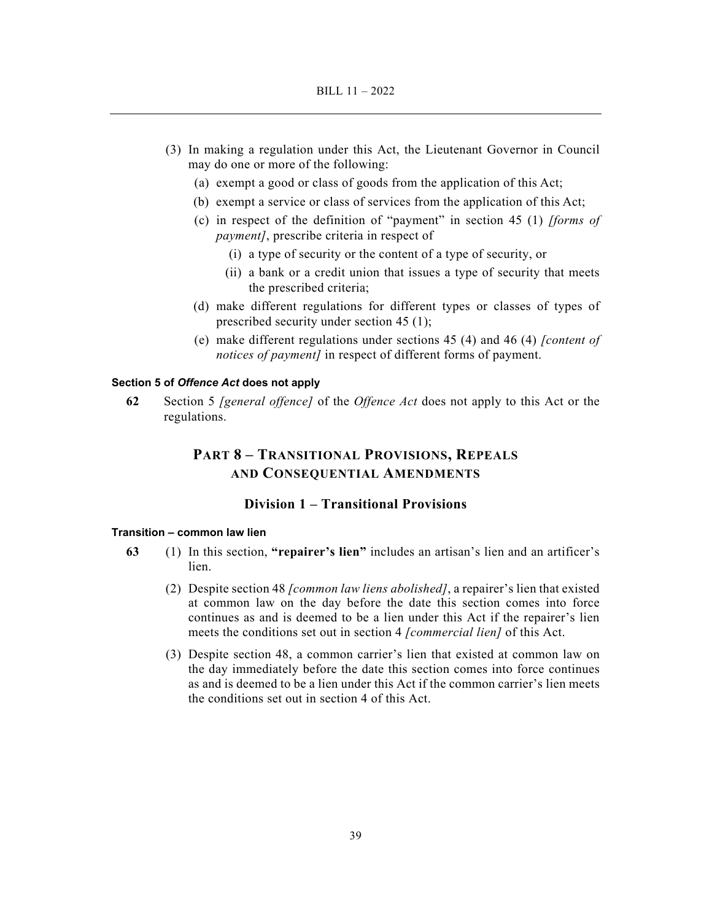(3) In making a regulation under this Act, the Lieutenant Governor in Council may do one or more of the following:

  (a) exempt a good or class of goods from the application of this Act;

  (b) exempt a service or class of services from the application of this Act;

  (c) in respect of the definition of "payment" in section 45 (1) *[forms of payment]*, prescribe criteria in respect of

    (i) a type of security or the content of a type of security, or

    (ii) a bank or a credit union that issues a type of security that meets the prescribed criteria;

  (d) make different regulations for different types or classes of types of prescribed security under section 45 (1);

  (e) make different regulations under sections 45 (4) and 46 (4) *[content of notices of payment]* in respect of different forms of payment.

#### Section 5 of *Offence Act* does not apply

**62** Section 5 *[general offence]* of the *Offence Act* does not apply to this Act or the regulations.

## PART 8 – TRANSITIONAL PROVISIONS, REPEALS AND CONSEQUENTIAL AMENDMENTS

### Division 1 – Transitional Provisions

#### Transition – common law lien

**63** (1) In this section, **"repairer's lien"** includes an artisan's lien and an artificer's lien.

(2) Despite section 48 *[common law liens abolished]*, a repairer's lien that existed at common law on the day before the date this section comes into force continues as and is deemed to be a lien under this Act if the repairer's lien meets the conditions set out in section 4 *[commercial lien]* of this Act.

(3) Despite section 48, a common carrier's lien that existed at common law on the day immediately before the date this section comes into force continues as and is deemed to be a lien under this Act if the common carrier's lien meets the conditions set out in section 4 of this Act.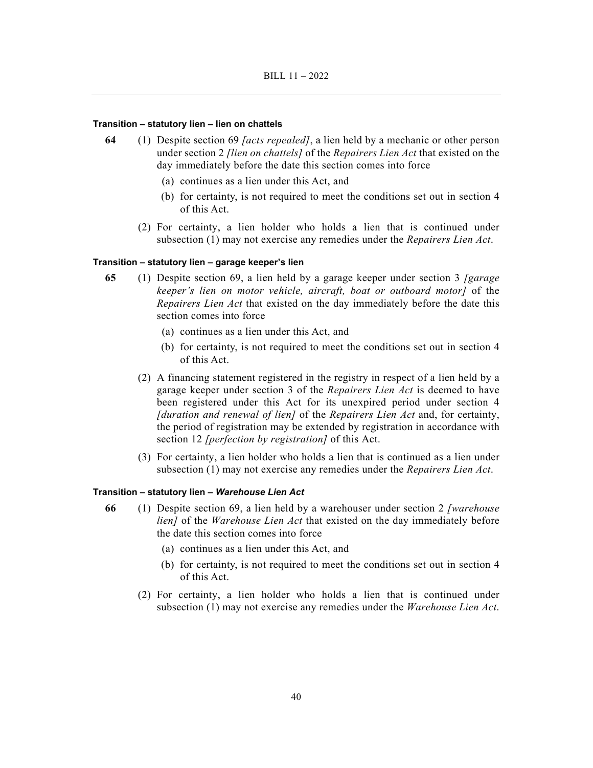#### Transition – statutory lien – lien on chattels

**64** (1) Despite section 69 *[acts repealed]*, a lien held by a mechanic or other person under section 2 *[lien on chattels]* of the *Repairers Lien Act* that existed on the day immediately before the date this section comes into force

(a) continues as a lien under this Act, and

(b) for certainty, is not required to meet the conditions set out in section 4 of this Act.

(2) For certainty, a lien holder who holds a lien that is continued under subsection (1) may not exercise any remedies under the *Repairers Lien Act*.

#### Transition – statutory lien – garage keeper's lien

**65** (1) Despite section 69, a lien held by a garage keeper under section 3 *[garage keeper's lien on motor vehicle, aircraft, boat or outboard motor]* of the *Repairers Lien Act* that existed on the day immediately before the date this section comes into force

(a) continues as a lien under this Act, and

(b) for certainty, is not required to meet the conditions set out in section 4 of this Act.

(2) A financing statement registered in the registry in respect of a lien held by a garage keeper under section 3 of the *Repairers Lien Act* is deemed to have been registered under this Act for its unexpired period under section 4 *[duration and renewal of lien]* of the *Repairers Lien Act* and, for certainty, the period of registration may be extended by registration in accordance with section 12 *[perfection by registration]* of this Act.

(3) For certainty, a lien holder who holds a lien that is continued as a lien under subsection (1) may not exercise any remedies under the *Repairers Lien Act*.

#### Transition – statutory lien – *Warehouse Lien Act*

**66** (1) Despite section 69, a lien held by a warehouser under section 2 *[warehouse lien]* of the *Warehouse Lien Act* that existed on the day immediately before the date this section comes into force

(a) continues as a lien under this Act, and

(b) for certainty, is not required to meet the conditions set out in section 4 of this Act.

(2) For certainty, a lien holder who holds a lien that is continued under subsection (1) may not exercise any remedies under the *Warehouse Lien Act*.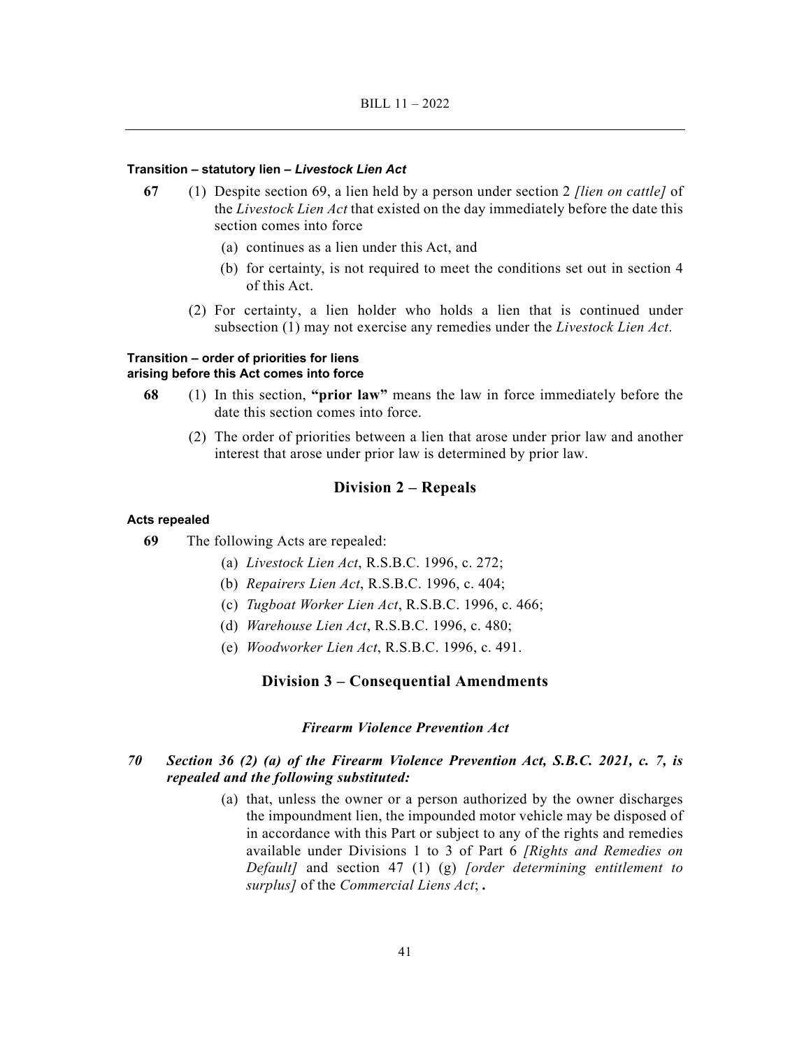**Transition – statutory lien – *Livestock Lien Act***

**67** (1) Despite section 69, a lien held by a person under section 2 *[lien on cattle]* of the *Livestock Lien Act* that existed on the day immediately before the date this section comes into force

(a) continues as a lien under this Act, and

(b) for certainty, is not required to meet the conditions set out in section 4 of this Act.

(2) For certainty, a lien holder who holds a lien that is continued under subsection (1) may not exercise any remedies under the *Livestock Lien Act*.

**Transition – order of priorities for liens arising before this Act comes into force**

**68** (1) In this section, **"prior law"** means the law in force immediately before the date this section comes into force.

(2) The order of priorities between a lien that arose under prior law and another interest that arose under prior law is determined by prior law.

## Division 2 – Repeals

**Acts repealed**

**69** The following Acts are repealed:

(a) *Livestock Lien Act*, R.S.B.C. 1996, c. 272;

(b) *Repairers Lien Act*, R.S.B.C. 1996, c. 404;

(c) *Tugboat Worker Lien Act*, R.S.B.C. 1996, c. 466;

(d) *Warehouse Lien Act*, R.S.B.C. 1996, c. 480;

(e) *Woodworker Lien Act*, R.S.B.C. 1996, c. 491.

## Division 3 – Consequential Amendments

### *Firearm Violence Prevention Act*

***70 Section 36 (2) (a) of the Firearm Violence Prevention Act, S.B.C. 2021, c. 7, is repealed and the following substituted:***

(a) that, unless the owner or a person authorized by the owner discharges the impoundment lien, the impounded motor vehicle may be disposed of in accordance with this Part or subject to any of the rights and remedies available under Divisions 1 to 3 of Part 6 *[Rights and Remedies on Default]* and section 47 (1) (g) *[order determining entitlement to surplus]* of the *Commercial Liens Act*; **.**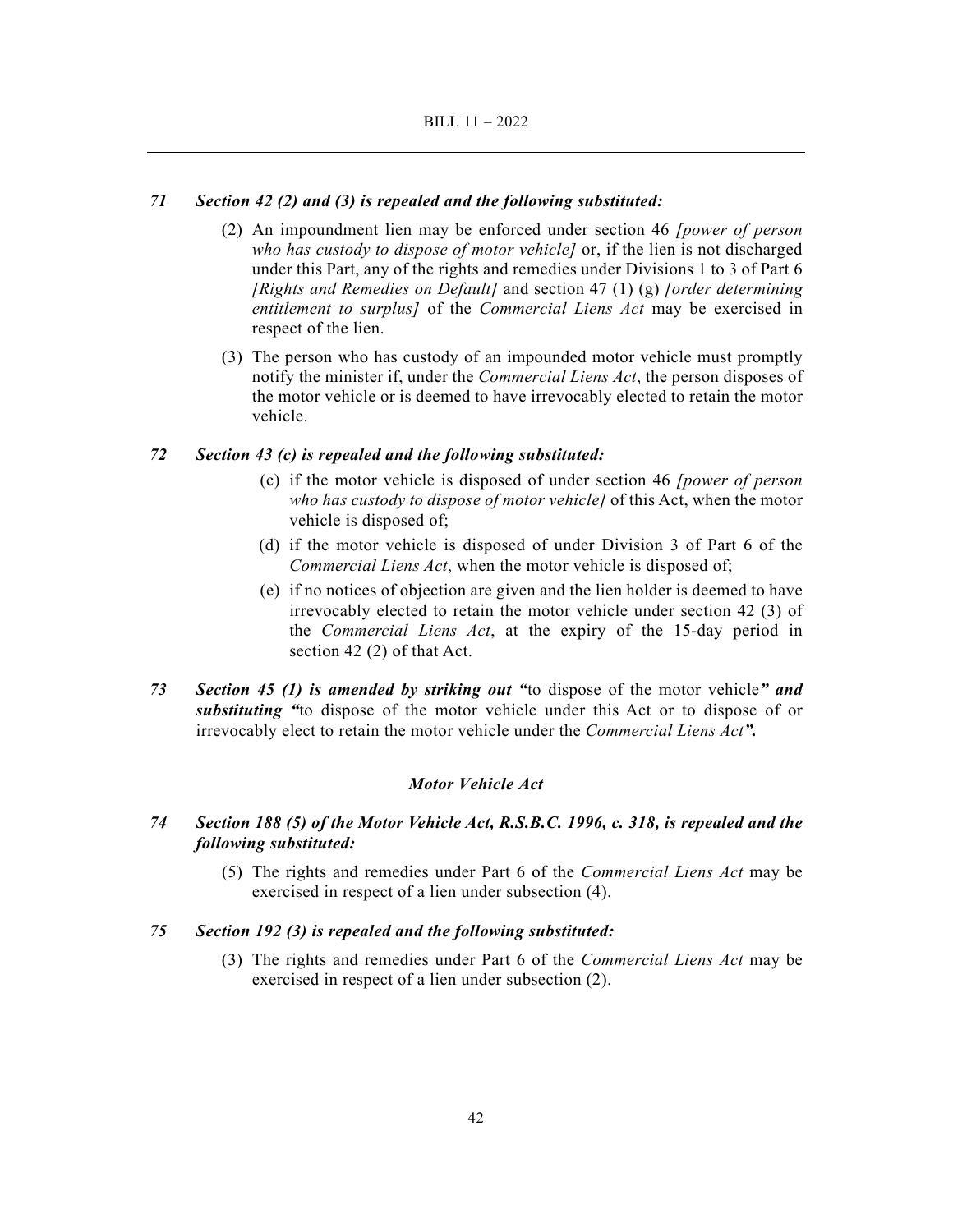*71 Section 42 (2) and (3) is repealed and the following substituted:*

(2) An impoundment lien may be enforced under section 46 *[power of person who has custody to dispose of motor vehicle]* or, if the lien is not discharged under this Part, any of the rights and remedies under Divisions 1 to 3 of Part 6 *[Rights and Remedies on Default]* and section 47 (1) (g) *[order determining entitlement to surplus]* of the *Commercial Liens Act* may be exercised in respect of the lien.

(3) The person who has custody of an impounded motor vehicle must promptly notify the minister if, under the *Commercial Liens Act*, the person disposes of the motor vehicle or is deemed to have irrevocably elected to retain the motor vehicle.

*72 Section 43 (c) is repealed and the following substituted:*

(c) if the motor vehicle is disposed of under section 46 *[power of person who has custody to dispose of motor vehicle]* of this Act, when the motor vehicle is disposed of;

(d) if the motor vehicle is disposed of under Division 3 of Part 6 of the *Commercial Liens Act*, when the motor vehicle is disposed of;

(e) if no notices of objection are given and the lien holder is deemed to have irrevocably elected to retain the motor vehicle under section 42 (3) of the *Commercial Liens Act*, at the expiry of the 15-day period in section 42 (2) of that Act.

***73 Section 45 (1) is amended by striking out "**to dispose of the motor vehicle**" and substituting "**to dispose of the motor vehicle under this Act or to dispose of or irrevocably elect to retain the motor vehicle under the *Commercial Liens Act*".

### *Motor Vehicle Act*

***74 Section 188 (5) of the Motor Vehicle Act, R.S.B.C. 1996, c. 318, is repealed and the following substituted:***

(5) The rights and remedies under Part 6 of the *Commercial Liens Act* may be exercised in respect of a lien under subsection (4).

***75 Section 192 (3) is repealed and the following substituted:***

(3) The rights and remedies under Part 6 of the *Commercial Liens Act* may be exercised in respect of a lien under subsection (2).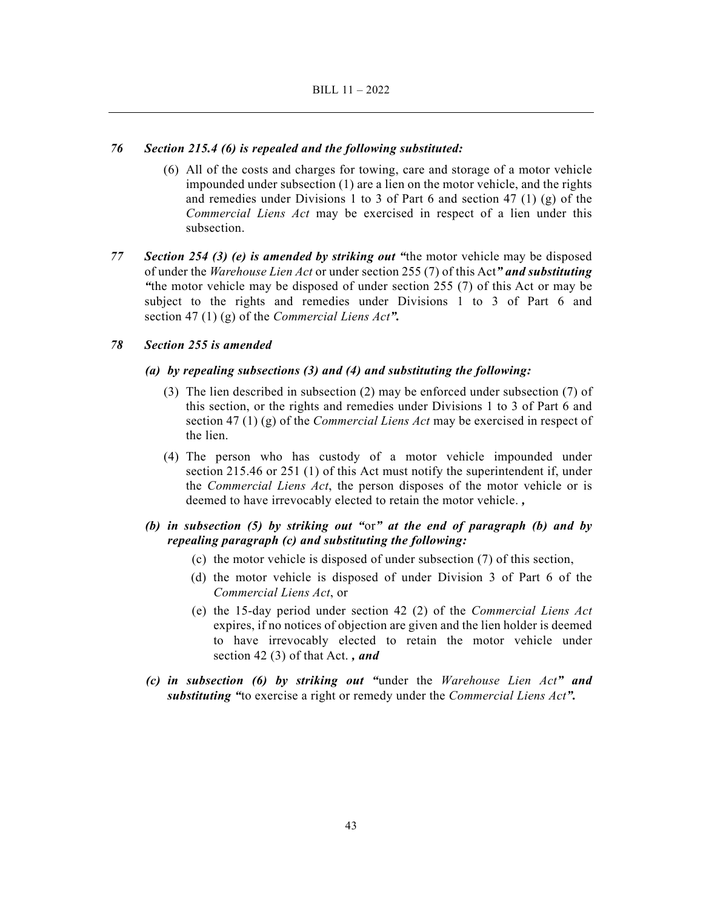***76 Section 215.4 (6) is repealed and the following substituted:***

(6) All of the costs and charges for towing, care and storage of a motor vehicle impounded under subsection (1) are a lien on the motor vehicle, and the rights and remedies under Divisions 1 to 3 of Part 6 and section 47 (1) (g) of the *Commercial Liens Act* may be exercised in respect of a lien under this subsection.

***77 Section 254 (3) (e) is amended by striking out "***the motor vehicle may be disposed of under the *Warehouse Lien Act* or under section 255 (7) of this Act***" and substituting "***the motor vehicle may be disposed of under section 255 (7) of this Act or may be subject to the rights and remedies under Divisions 1 to 3 of Part 6 and section 47 (1) (g) of the *Commercial Liens Act*___".___

***78 Section 255 is amended***

***(a) by repealing subsections (3) and (4) and substituting the following:***

(3) The lien described in subsection (2) may be enforced under subsection (7) of this section, or the rights and remedies under Divisions 1 to 3 of Part 6 and section 47 (1) (g) of the *Commercial Liens Act* may be exercised in respect of the lien.

(4) The person who has custody of a motor vehicle impounded under section 215.46 or 251 (1) of this Act must notify the superintendent if, under the *Commercial Liens Act*, the person disposes of the motor vehicle or is deemed to have irrevocably elected to retain the motor vehicle. ***,***

***(b) in subsection (5) by striking out "***or***" at the end of paragraph (b) and by repealing paragraph (c) and substituting the following:***

(c) the motor vehicle is disposed of under subsection (7) of this section,

(d) the motor vehicle is disposed of under Division 3 of Part 6 of the *Commercial Liens Act*, or

(e) the 15-day period under section 42 (2) of the *Commercial Liens Act* expires, if no notices of objection are given and the lien holder is deemed to have irrevocably elected to retain the motor vehicle under section 42 (3) of that Act. ***, and***

***(c) in subsection (6) by striking out "***under the *Warehouse Lien Act*___" and substituting "___to exercise a right or remedy under the *Commercial Liens Act*___".___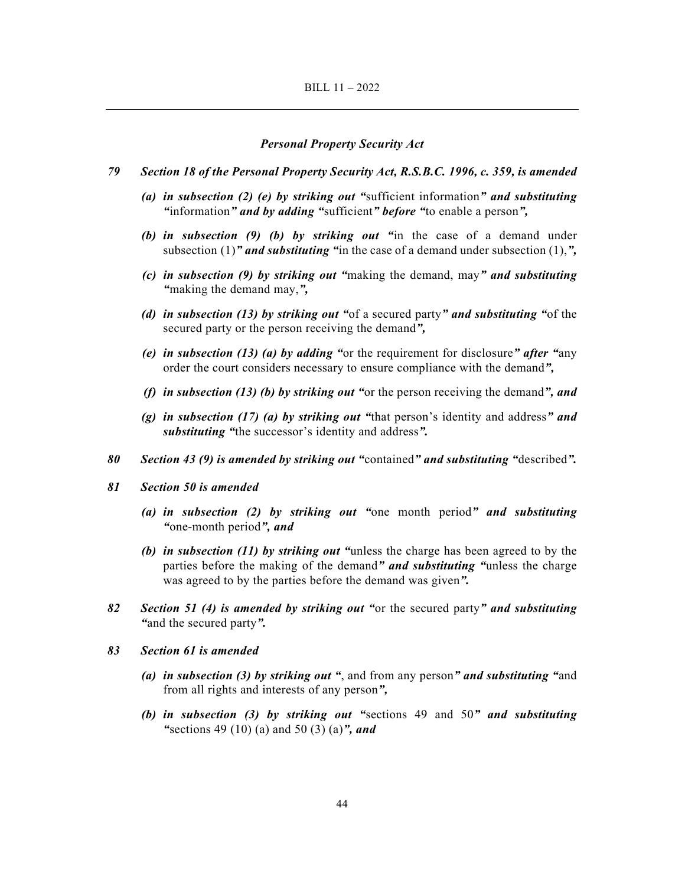### *Personal Property Security Act*

***79 Section 18 of the Personal Property Security Act, R.S.B.C. 1996, c. 359, is amended***

***(a) in subsection (2) (e) by striking out "***sufficient information***" and substituting "***information***" and by adding "***sufficient***" before "***to enable a person***",***

***(b) in subsection (9) (b) by striking out "***in the case of a demand under subsection (1)***" and substituting "***in the case of a demand under subsection (1),***",***

***(c) in subsection (9) by striking out "***making the demand, may***" and substituting "***making the demand may,***",***

***(d) in subsection (13) by striking out "***of a secured party***" and substituting "***of the secured party or the person receiving the demand***",***

***(e) in subsection (13) (a) by adding "***or the requirement for disclosure***" after "***any order the court considers necessary to ensure compliance with the demand***",***

***(f) in subsection (13) (b) by striking out "***or the person receiving the demand***", and***

***(g) in subsection (17) (a) by striking out "***that person's identity and address***" and substituting "***the successor's identity and address***".***

***80 Section 43 (9) is amended by striking out "***contained***" and substituting "***described***".***

***81 Section 50 is amended***

***(a) in subsection (2) by striking out "***one month period***" and substituting "***one-month period***", and***

***(b) in subsection (11) by striking out "***unless the charge has been agreed to by the parties before the making of the demand***" and substituting "***unless the charge was agreed to by the parties before the demand was given***".***

***82 Section 51 (4) is amended by striking out "***or the secured party***" and substituting "***and the secured party***".***

***83 Section 61 is amended***

***(a) in subsection (3) by striking out "***, and from any person***" and substituting "***and from all rights and interests of any person***",***

***(b) in subsection (3) by striking out "***sections 49 and 50***" and substituting "***sections 49 (10) (a) and 50 (3) (a)***", and***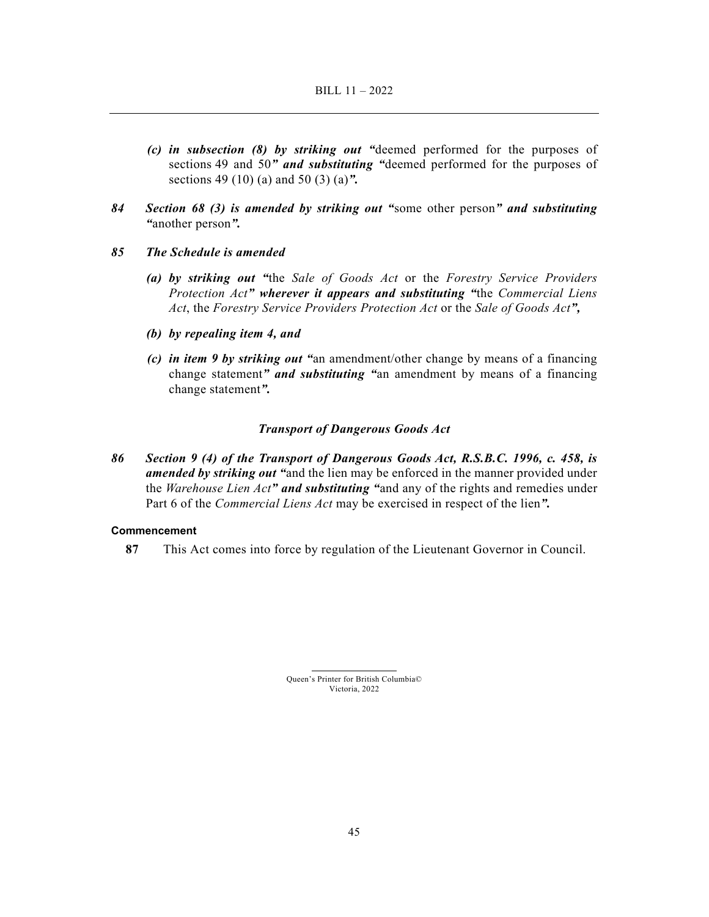*(c) in subsection (8) by striking out "*deemed performed for the purposes of sections 49 and 50*" and substituting "*deemed performed for the purposes of sections 49 (10) (a) and 50 (3) (a)*".*

***84 Section 68 (3) is amended by striking out "****some other person****" and substituting "****another person****".***

***85 The Schedule is amended***

*(a) by striking out "*the *Sale of Goods Act* or the *Forestry Service Providers Protection Act*" wherever it appears and substituting "*the *Commercial Liens Act*, the *Forestry Service Providers Protection Act* or the *Sale of Goods Act*",*

*(b) by repealing item 4, and*

*(c) in item 9 by striking out "*an amendment/other change by means of a financing change statement*" and substituting "*an amendment by means of a financing change statement*".*

### *Transport of Dangerous Goods Act*

***86 Section 9 (4) of the Transport of Dangerous Goods Act, R.S.B.C. 1996, c. 458, is amended by striking out "****and the lien may be enforced in the manner provided under the *Warehouse Lien Act*****" and substituting "****and any of the rights and remedies under Part 6 of the *Commercial Liens Act* may be exercised in respect of the lien****".***

**Commencement**

**87** This Act comes into force by regulation of the Lieutenant Governor in Council.

Queen's Printer for British Columbia©
Victoria, 2022